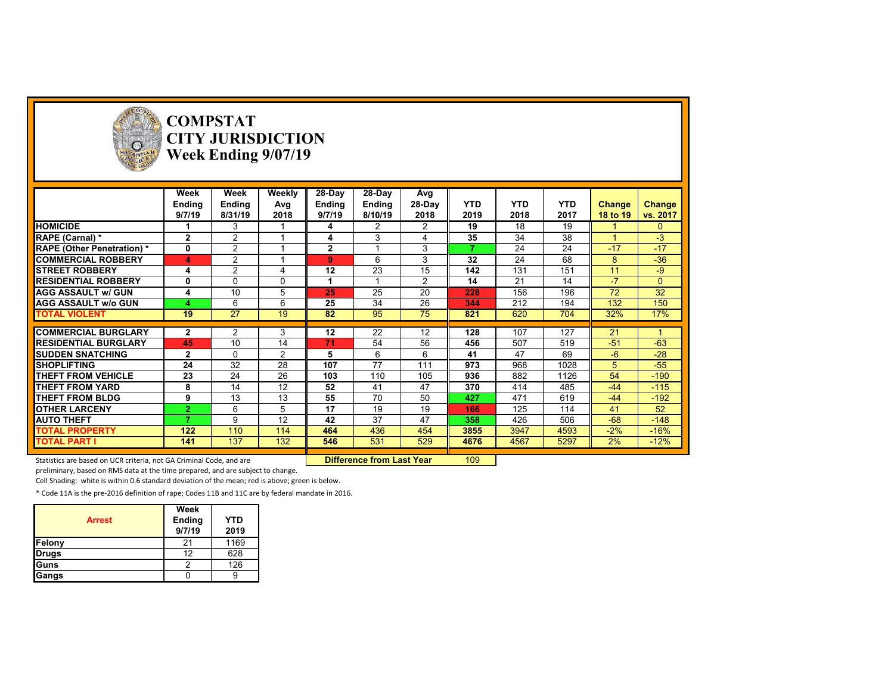# COMPSTAT
# CITY JURISDICTION
# Week Ending 9/07/19

| | Week Ending 9/7/19 | Week Ending 8/31/19 | Weekly Avg 2018 | 28-Day Ending 9/7/19 | 28-Day Ending 8/10/19 | Avg 28-Day 2018 | YTD 2019 | YTD 2018 | YTD 2017 | Change 18 to 19 | Change vs. 2017 |
|---|---|---|---|---|---|---|---|---|---|---|---|
| HOMICIDE | 1 | 3 | 1 | 4 | 2 | 2 | 19 | 18 | 19 | 1 | 0 |
| RAPE (Carnal) * | 2 | 2 | 1 | 4 | 3 | 4 | 35 | 34 | 38 | 1 | -3 |
| RAPE (Other Penetration) * | 0 | 2 | 1 | 2 | 1 | 3 | 7 | 24 | 24 | -17 | -17 |
| COMMERCIAL ROBBERY | 4 | 2 | 1 | 9 | 6 | 3 | 32 | 24 | 68 | 8 | -36 |
| STREET ROBBERY | 4 | 2 | 4 | 12 | 23 | 15 | 142 | 131 | 151 | 11 | -9 |
| RESIDENTIAL ROBBERY | 0 | 0 | 0 | 1 | 1 | 2 | 14 | 21 | 14 | -7 | 0 |
| AGG ASSAULT w/ GUN | 4 | 10 | 5 | 25 | 25 | 20 | 228 | 156 | 196 | 72 | 32 |
| AGG ASSAULT w/o GUN | 4 | 6 | 6 | 25 | 34 | 26 | 344 | 212 | 194 | 132 | 150 |
| TOTAL VIOLENT | 19 | 27 | 19 | 82 | 95 | 75 | 821 | 620 | 704 | 32% | 17% |
| COMMERCIAL BURGLARY | 2 | 2 | 3 | 12 | 22 | 12 | 128 | 107 | 127 | 21 | 1 |
| RESIDENTIAL BURGLARY | 45 | 10 | 14 | 71 | 54 | 56 | 456 | 507 | 519 | -51 | -63 |
| SUDDEN SNATCHING | 2 | 0 | 2 | 5 | 6 | 6 | 41 | 47 | 69 | -6 | -28 |
| SHOPLIFTING | 24 | 32 | 28 | 107 | 77 | 111 | 973 | 968 | 1028 | 5 | -55 |
| THEFT FROM VEHICLE | 23 | 24 | 26 | 103 | 110 | 105 | 936 | 882 | 1126 | 54 | -190 |
| THEFT FROM YARD | 8 | 14 | 12 | 52 | 41 | 47 | 370 | 414 | 485 | -44 | -115 |
| THEFT FROM BLDG | 9 | 13 | 13 | 55 | 70 | 50 | 427 | 471 | 619 | -44 | -192 |
| OTHER LARCENY | 2 | 6 | 5 | 17 | 19 | 19 | 166 | 125 | 114 | 41 | 52 |
| AUTO THEFT | 7 | 9 | 12 | 42 | 37 | 47 | 358 | 426 | 506 | -68 | -148 |
| TOTAL PROPERTY | 122 | 110 | 114 | 464 | 436 | 454 | 3855 | 3947 | 4593 | -2% | -16% |
| TOTAL PART I | 141 | 137 | 132 | 546 | 531 | 529 | 4676 | 4567 | 5297 | 2% | -12% |

**Difference from Last Year** 109

Statistics are based on UCR criteria, not GA Criminal Code, and are preliminary, based on RMS data at the time prepared, and are subject to change.

Cell Shading: white is within 0.6 standard deviation of the mean; red is above; green is below.

\* Code 11A is the pre-2016 definition of rape; Codes 11B and 11C are by federal mandate in 2016.

| Arrest | Week Ending 9/7/19 | YTD 2019 |
|---|---|---|
| Felony | 21 | 1169 |
| Drugs | 12 | 628 |
| Guns | 2 | 126 |
| Gangs | 0 | 9 |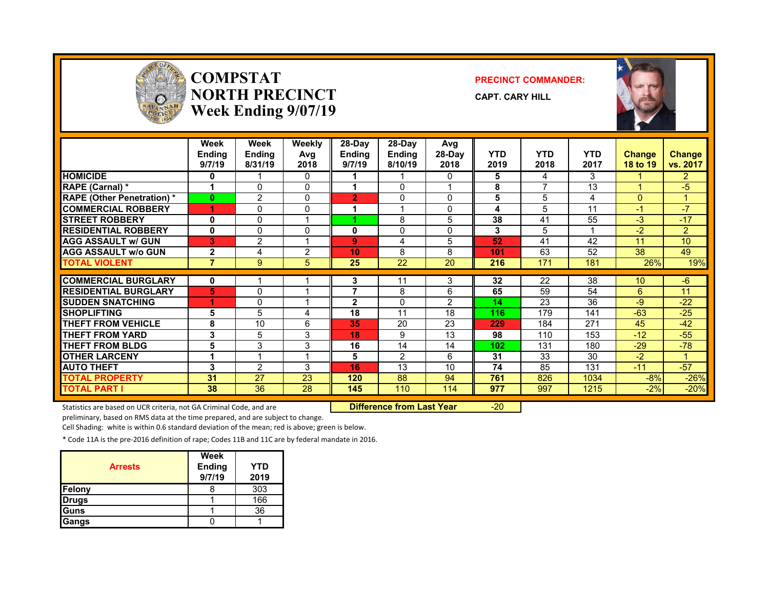# COMPSTAT NORTH PRECINCT Week Ending 9/07/19

**PRECINCT COMMANDER:**

**CAPT. CARY HILL**

| | Week Ending 9/7/19 | Week Ending 8/31/19 | Weekly Avg 2018 | 28-Day Ending 9/7/19 | 28-Day Ending 8/10/19 | Avg 28-Day 2018 | YTD 2019 | YTD 2018 | YTD 2017 | Change 18 to 19 | Change vs. 2017 |
|---|---|---|---|---|---|---|---|---|---|---|---|
| HOMICIDE | 0 | 1 | 0 | 1 | 1 | 0 | 5 | 4 | 3 | 1 | 2 |
| RAPE (Carnal) * | 1 | 0 | 0 | 1 | 0 | 1 | 8 | 7 | 13 | 1 | -5 |
| RAPE (Other Penetration) * | 0 | 2 | 0 | 2 | 0 | 0 | 5 | 5 | 4 | 0 | 1 |
| COMMERCIAL ROBBERY | 1 | 0 | 0 | 1 | 1 | 0 | 4 | 5 | 11 | -1 | -7 |
| STREET ROBBERY | 0 | 0 | 1 | 1 | 8 | 5 | 38 | 41 | 55 | -3 | -17 |
| RESIDENTIAL ROBBERY | 0 | 0 | 0 | 0 | 0 | 0 | 3 | 5 | 1 | -2 | 2 |
| AGG ASSAULT w/ GUN | 3 | 2 | 1 | 9 | 4 | 5 | 52 | 41 | 42 | 11 | 10 |
| AGG ASSAULT w/o GUN | 2 | 4 | 2 | 10 | 8 | 8 | 101 | 63 | 52 | 38 | 49 |
| TOTAL VIOLENT | 7 | 9 | 5 | 25 | 22 | 20 | 216 | 171 | 181 | 26% | 19% |
| COMMERCIAL BURGLARY | 0 | 1 | 1 | 3 | 11 | 3 | 32 | 22 | 38 | 10 | -6 |
| RESIDENTIAL BURGLARY | 5 | 0 | 1 | 7 | 8 | 6 | 65 | 59 | 54 | 6 | 11 |
| SUDDEN SNATCHING | 1 | 0 | 1 | 2 | 0 | 2 | 14 | 23 | 36 | -9 | -22 |
| SHOPLIFTING | 5 | 5 | 4 | 18 | 11 | 18 | 116 | 179 | 141 | -63 | -25 |
| THEFT FROM VEHICLE | 8 | 10 | 6 | 35 | 20 | 23 | 229 | 184 | 271 | 45 | -42 |
| THEFT FROM YARD | 3 | 5 | 3 | 18 | 9 | 13 | 98 | 110 | 153 | -12 | -55 |
| THEFT FROM BLDG | 5 | 3 | 3 | 16 | 14 | 14 | 102 | 131 | 180 | -29 | -78 |
| OTHER LARCENY | 1 | 1 | 1 | 5 | 2 | 6 | 31 | 33 | 30 | -2 | 1 |
| AUTO THEFT | 3 | 2 | 3 | 16 | 13 | 10 | 74 | 85 | 131 | -11 | -57 |
| TOTAL PROPERTY | 31 | 27 | 23 | 120 | 88 | 94 | 761 | 826 | 1034 | -8% | -26% |
| TOTAL PART I | 38 | 36 | 28 | 145 | 110 | 114 | 977 | 997 | 1215 | -2% | -20% |

**Difference from Last Year** -20

Statistics are based on UCR criteria, not GA Criminal Code, and are preliminary, based on RMS data at the time prepared, and are subject to change.

Cell Shading: white is within 0.6 standard deviation of the mean; red is above; green is below.

* Code 11A is the pre-2016 definition of rape; Codes 11B and 11C are by federal mandate in 2016.

| Arrests | Week Ending 9/7/19 | YTD 2019 |
|---|---|---|
| Felony | 8 | 303 |
| Drugs | 1 | 166 |
| Guns | 1 | 36 |
| Gangs | 0 | 1 |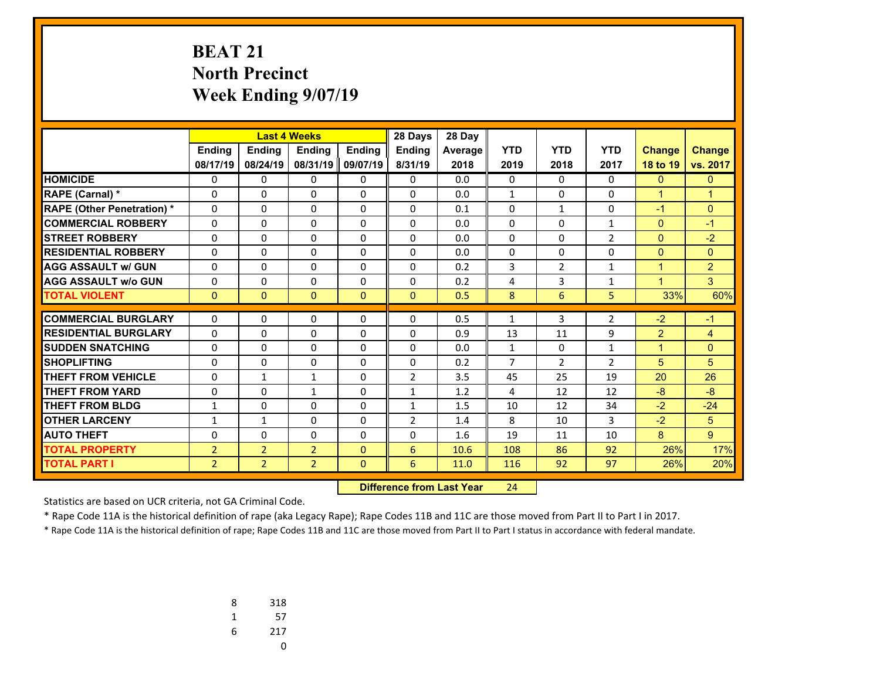# BEAT 21
# North Precinct
# Week Ending 9/07/19

| | Last 4 Weeks | | | | 28 Days | 28 Day | | | | | |
|---|---|---|---|---|---|---|---|---|---|---|---|
| | Ending 08/17/19 | Ending 08/24/19 | Ending 08/31/19 | Ending 09/07/19 | Ending 8/31/19 | Average 2018 | YTD 2019 | YTD 2018 | YTD 2017 | Change 18 to 19 | Change vs. 2017 |
| **HOMICIDE** | 0 | 0 | 0 | 0 | 0 | 0.0 | 0 | 0 | 0 | 0 | 0 |
| **RAPE (Carnal) *** | 0 | 0 | 0 | 0 | 0 | 0.0 | 1 | 0 | 0 | 1 | 1 |
| **RAPE (Other Penetration) *** | 0 | 0 | 0 | 0 | 0 | 0.1 | 0 | 1 | 0 | -1 | 0 |
| **COMMERCIAL ROBBERY** | 0 | 0 | 0 | 0 | 0 | 0.0 | 0 | 0 | 1 | 0 | -1 |
| **STREET ROBBERY** | 0 | 0 | 0 | 0 | 0 | 0.0 | 0 | 0 | 2 | 0 | -2 |
| **RESIDENTIAL ROBBERY** | 0 | 0 | 0 | 0 | 0 | 0.0 | 0 | 0 | 0 | 0 | 0 |
| **AGG ASSAULT w/ GUN** | 0 | 0 | 0 | 0 | 0 | 0.2 | 3 | 2 | 1 | 1 | 2 |
| **AGG ASSAULT w/o GUN** | 0 | 0 | 0 | 0 | 0 | 0.2 | 4 | 3 | 1 | 1 | 3 |
| **TOTAL VIOLENT** | 0 | 0 | 0 | 0 | 0 | 0.5 | 8 | 6 | 5 | 33% | 60% |
| **COMMERCIAL BURGLARY** | 0 | 0 | 0 | 0 | 0 | 0.5 | 1 | 3 | 2 | -2 | -1 |
| **RESIDENTIAL BURGLARY** | 0 | 0 | 0 | 0 | 0 | 0.9 | 13 | 11 | 9 | 2 | 4 |
| **SUDDEN SNATCHING** | 0 | 0 | 0 | 0 | 0 | 0.0 | 1 | 0 | 1 | 1 | 0 |
| **SHOPLIFTING** | 0 | 0 | 0 | 0 | 0 | 0.2 | 7 | 2 | 2 | 5 | 5 |
| **THEFT FROM VEHICLE** | 0 | 1 | 1 | 0 | 2 | 3.5 | 45 | 25 | 19 | 20 | 26 |
| **THEFT FROM YARD** | 0 | 0 | 1 | 0 | 1 | 1.2 | 4 | 12 | 12 | -8 | -8 |
| **THEFT FROM BLDG** | 1 | 0 | 0 | 0 | 1 | 1.5 | 10 | 12 | 34 | -2 | -24 |
| **OTHER LARCENY** | 1 | 1 | 0 | 0 | 2 | 1.4 | 8 | 10 | 3 | -2 | 5 |
| **AUTO THEFT** | 0 | 0 | 0 | 0 | 0 | 1.6 | 19 | 11 | 10 | 8 | 9 |
| **TOTAL PROPERTY** | 2 | 2 | 2 | 0 | 6 | 10.6 | 108 | 86 | 92 | 26% | 17% |
| **TOTAL PART I** | 2 | 2 | 2 | 0 | 6 | 11.0 | 116 | 92 | 97 | 26% | 20% |

**Difference from Last Year** 24

Statistics are based on UCR criteria, not GA Criminal Code.

* Rape Code 11A is the historical definition of rape (aka Legacy Rape); Rape Codes 11B and 11C are those moved from Part II to Part I in 2017.

* Rape Code 11A is the historical definition of rape; Rape Codes 11B and 11C are those moved from Part II to Part I status in accordance with federal mandate.

| | |
|---|---|
| 8 | 318 |
| 1 | 57 |
| 6 | 217 |
| | 0 |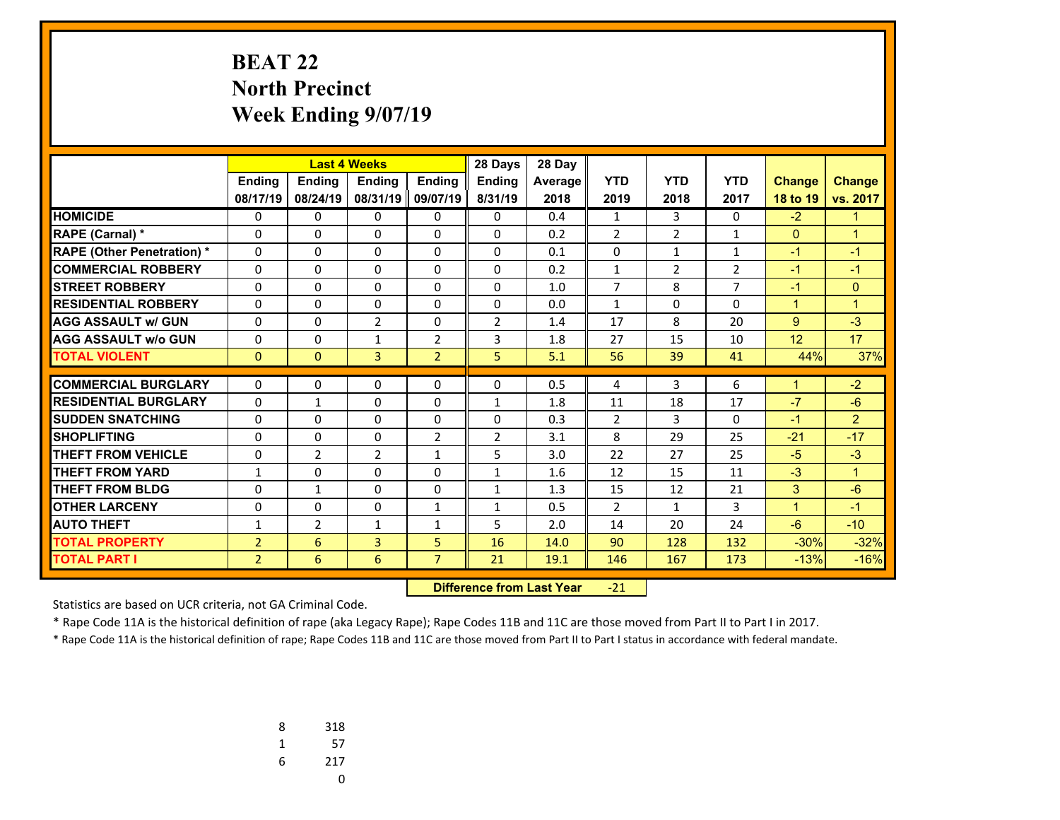# BEAT 22
## North Precinct
## Week Ending 9/07/19

| | Last 4 Weeks | | | | 28 Days | 28 Day | | | | | |
|---|---|---|---|---|---|---|---|---|---|---|---|
| | Ending 08/17/19 | Ending 08/24/19 | Ending 08/31/19 | Ending 09/07/19 | Ending 8/31/19 | Average 2018 | YTD 2019 | YTD 2018 | YTD 2017 | Change 18 to 19 | Change vs. 2017 |
| **HOMICIDE** | 0 | 0 | 0 | 0 | 0 | 0.4 | 1 | 3 | 0 | -2 | 1 |
| **RAPE (Carnal) *** | 0 | 0 | 0 | 0 | 0 | 0.2 | 2 | 2 | 1 | 0 | 1 |
| **RAPE (Other Penetration) *** | 0 | 0 | 0 | 0 | 0 | 0.1 | 0 | 1 | 1 | -1 | -1 |
| **COMMERCIAL ROBBERY** | 0 | 0 | 0 | 0 | 0 | 0.2 | 1 | 2 | 2 | -1 | -1 |
| **STREET ROBBERY** | 0 | 0 | 0 | 0 | 0 | 1.0 | 7 | 8 | 7 | -1 | 0 |
| **RESIDENTIAL ROBBERY** | 0 | 0 | 0 | 0 | 0 | 0.0 | 1 | 0 | 0 | 1 | 1 |
| **AGG ASSAULT w/ GUN** | 0 | 0 | 2 | 0 | 2 | 1.4 | 17 | 8 | 20 | 9 | -3 |
| **AGG ASSAULT w/o GUN** | 0 | 0 | 1 | 2 | 3 | 1.8 | 27 | 15 | 10 | 12 | 17 |
| **TOTAL VIOLENT** | 0 | 0 | 3 | 2 | 5 | 5.1 | 56 | 39 | 41 | 44% | 37% |
| **COMMERCIAL BURGLARY** | 0 | 0 | 0 | 0 | 0 | 0.5 | 4 | 3 | 6 | 1 | -2 |
| **RESIDENTIAL BURGLARY** | 0 | 1 | 0 | 0 | 1 | 1.8 | 11 | 18 | 17 | -7 | -6 |
| **SUDDEN SNATCHING** | 0 | 0 | 0 | 0 | 0 | 0.3 | 2 | 3 | 0 | -1 | 2 |
| **SHOPLIFTING** | 0 | 0 | 0 | 2 | 2 | 3.1 | 8 | 29 | 25 | -21 | -17 |
| **THEFT FROM VEHICLE** | 0 | 2 | 2 | 1 | 5 | 3.0 | 22 | 27 | 25 | -5 | -3 |
| **THEFT FROM YARD** | 1 | 0 | 0 | 0 | 1 | 1.6 | 12 | 15 | 11 | -3 | 1 |
| **THEFT FROM BLDG** | 0 | 1 | 0 | 0 | 1 | 1.3 | 15 | 12 | 21 | 3 | -6 |
| **OTHER LARCENY** | 0 | 0 | 0 | 1 | 1 | 0.5 | 2 | 1 | 3 | 1 | -1 |
| **AUTO THEFT** | 1 | 2 | 1 | 1 | 5 | 2.0 | 14 | 20 | 24 | -6 | -10 |
| **TOTAL PROPERTY** | 2 | 6 | 3 | 5 | 16 | 14.0 | 90 | 128 | 132 | -30% | -32% |
| **TOTAL PART I** | 2 | 6 | 6 | 7 | 21 | 19.1 | 146 | 167 | 173 | -13% | -16% |

**Difference from Last Year** -21

Statistics are based on UCR criteria, not GA Criminal Code.

* Rape Code 11A is the historical definition of rape (aka Legacy Rape); Rape Codes 11B and 11C are those moved from Part II to Part I in 2017.

* Rape Code 11A is the historical definition of rape; Rape Codes 11B and 11C are those moved from Part II to Part I status in accordance with federal mandate.

| | |
|---|---|
| 8 | 318 |
| 1 | 57 |
| 6 | 217 |
| | 0 |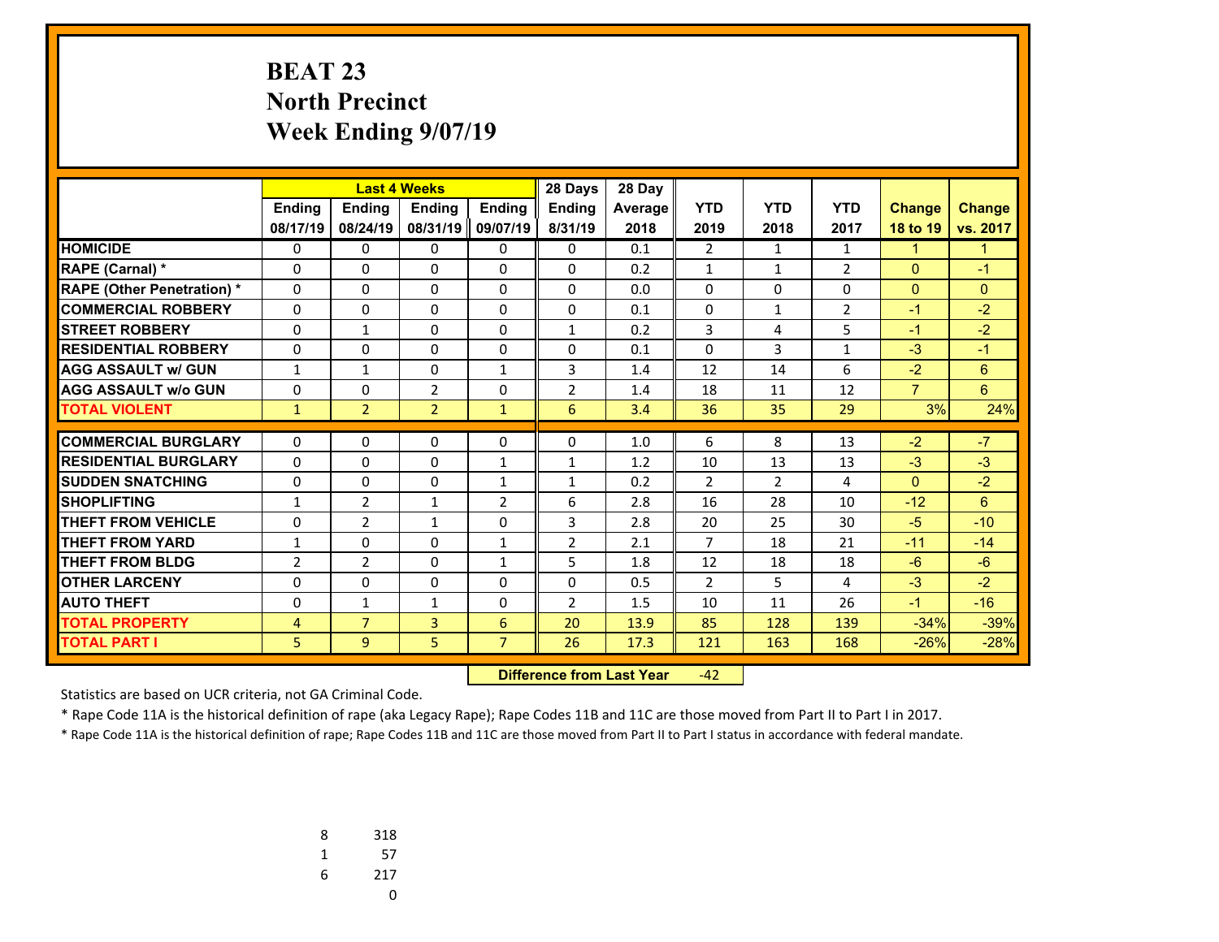# BEAT 23
# North Precinct
# Week Ending 9/07/19

| | Last 4 Weeks | | | | 28 Days | 28 Day | | | | | |
|---|---|---|---|---|---|---|---|---|---|---|---|
| | Ending 08/17/19 | Ending 08/24/19 | Ending 08/31/19 | Ending 09/07/19 | Ending 8/31/19 | Average 2018 | YTD 2019 | YTD 2018 | YTD 2017 | Change 18 to 19 | Change vs. 2017 |
| **HOMICIDE** | 0 | 0 | 0 | 0 | 0 | 0.1 | 2 | 1 | 1 | 1 | 1 |
| **RAPE (Carnal) *** | 0 | 0 | 0 | 0 | 0 | 0.2 | 1 | 1 | 2 | 0 | -1 |
| **RAPE (Other Penetration) *** | 0 | 0 | 0 | 0 | 0 | 0.0 | 0 | 0 | 0 | 0 | 0 |
| **COMMERCIAL ROBBERY** | 0 | 0 | 0 | 0 | 0 | 0.1 | 0 | 1 | 2 | -1 | -2 |
| **STREET ROBBERY** | 0 | 1 | 0 | 0 | 1 | 0.2 | 3 | 4 | 5 | -1 | -2 |
| **RESIDENTIAL ROBBERY** | 0 | 0 | 0 | 0 | 0 | 0.1 | 0 | 3 | 1 | -3 | -1 |
| **AGG ASSAULT w/ GUN** | 1 | 1 | 0 | 1 | 3 | 1.4 | 12 | 14 | 6 | -2 | 6 |
| **AGG ASSAULT w/o GUN** | 0 | 0 | 2 | 0 | 2 | 1.4 | 18 | 11 | 12 | 7 | 6 |
| **TOTAL VIOLENT** | 1 | 2 | 2 | 1 | 6 | 3.4 | 36 | 35 | 29 | 3% | 24% |
| **COMMERCIAL BURGLARY** | 0 | 0 | 0 | 0 | 0 | 1.0 | 6 | 8 | 13 | -2 | -7 |
| **RESIDENTIAL BURGLARY** | 0 | 0 | 0 | 1 | 1 | 1.2 | 10 | 13 | 13 | -3 | -3 |
| **SUDDEN SNATCHING** | 0 | 0 | 0 | 1 | 1 | 0.2 | 2 | 2 | 4 | 0 | -2 |
| **SHOPLIFTING** | 1 | 2 | 1 | 2 | 6 | 2.8 | 16 | 28 | 10 | -12 | 6 |
| **THEFT FROM VEHICLE** | 0 | 2 | 1 | 0 | 3 | 2.8 | 20 | 25 | 30 | -5 | -10 |
| **THEFT FROM YARD** | 1 | 0 | 0 | 1 | 2 | 2.1 | 7 | 18 | 21 | -11 | -14 |
| **THEFT FROM BLDG** | 2 | 2 | 0 | 1 | 5 | 1.8 | 12 | 18 | 18 | -6 | -6 |
| **OTHER LARCENY** | 0 | 0 | 0 | 0 | 0 | 0.5 | 2 | 5 | 4 | -3 | -2 |
| **AUTO THEFT** | 0 | 1 | 1 | 0 | 2 | 1.5 | 10 | 11 | 26 | -1 | -16 |
| **TOTAL PROPERTY** | 4 | 7 | 3 | 6 | 20 | 13.9 | 85 | 128 | 139 | -34% | -39% |
| **TOTAL PART I** | 5 | 9 | 5 | 7 | 26 | 17.3 | 121 | 163 | 168 | -26% | -28% |

**Difference from Last Year** -42

Statistics are based on UCR criteria, not GA Criminal Code.

* Rape Code 11A is the historical definition of rape (aka Legacy Rape); Rape Codes 11B and 11C are those moved from Part II to Part I in 2017.

* Rape Code 11A is the historical definition of rape; Rape Codes 11B and 11C are those moved from Part II to Part I status in accordance with federal mandate.

| | |
|---|---|
| 8 | 318 |
| 1 | 57 |
| 6 | 217 |
| | 0 |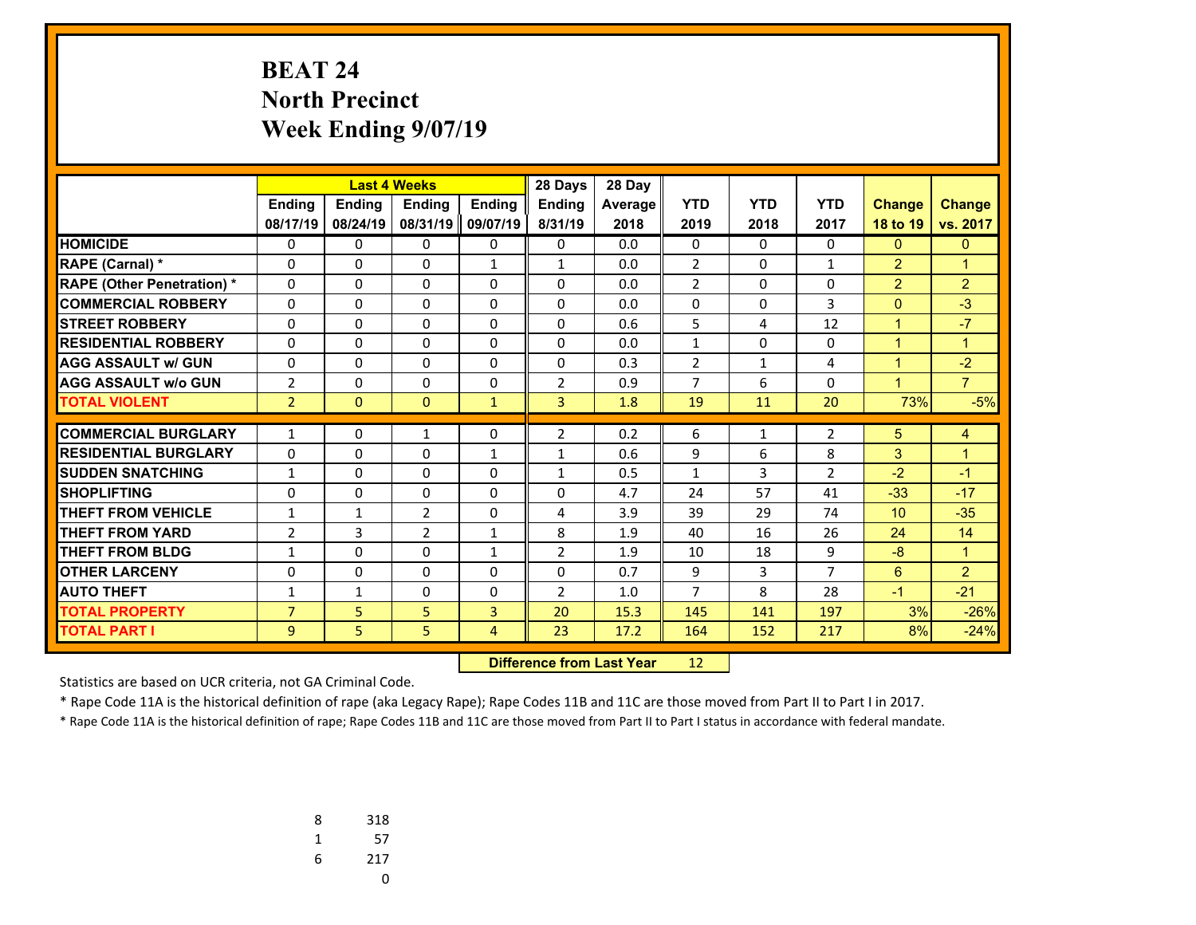# BEAT 24
# North Precinct
# Week Ending 9/07/19

| | Last 4 Weeks | | | | 28 Days | 28 Day | YTD | YTD | YTD | Change | Change |
|---|---|---|---|---|---|---|---|---|---|---|---|
| | Ending 08/17/19 | Ending 08/24/19 | Ending 08/31/19 | Ending 09/07/19 | Ending 8/31/19 | Average 2018 | 2019 | 2018 | 2017 | 18 to 19 | vs. 2017 |
| **HOMICIDE** | 0 | 0 | 0 | 0 | 0 | 0.0 | 0 | 0 | 0 | 0 | 0 |
| **RAPE (Carnal) *** | 0 | 0 | 0 | 1 | 1 | 0.0 | 2 | 0 | 1 | 2 | 1 |
| **RAPE (Other Penetration) *** | 0 | 0 | 0 | 0 | 0 | 0.0 | 2 | 0 | 0 | 2 | 2 |
| **COMMERCIAL ROBBERY** | 0 | 0 | 0 | 0 | 0 | 0.0 | 0 | 0 | 3 | 0 | -3 |
| **STREET ROBBERY** | 0 | 0 | 0 | 0 | 0 | 0.6 | 5 | 4 | 12 | 1 | -7 |
| **RESIDENTIAL ROBBERY** | 0 | 0 | 0 | 0 | 0 | 0.0 | 1 | 0 | 0 | 1 | 1 |
| **AGG ASSAULT w/ GUN** | 0 | 0 | 0 | 0 | 0 | 0.3 | 2 | 1 | 4 | 1 | -2 |
| **AGG ASSAULT w/o GUN** | 2 | 0 | 0 | 0 | 2 | 0.9 | 7 | 6 | 0 | 1 | 7 |
| **TOTAL VIOLENT** | 2 | 0 | 0 | 1 | 3 | 1.8 | 19 | 11 | 20 | 73% | -5% |
| **COMMERCIAL BURGLARY** | 1 | 0 | 1 | 0 | 2 | 0.2 | 6 | 1 | 2 | 5 | 4 |
| **RESIDENTIAL BURGLARY** | 0 | 0 | 0 | 1 | 1 | 0.6 | 9 | 6 | 8 | 3 | 1 |
| **SUDDEN SNATCHING** | 1 | 0 | 0 | 0 | 1 | 0.5 | 1 | 3 | 2 | -2 | -1 |
| **SHOPLIFTING** | 0 | 0 | 0 | 0 | 0 | 4.7 | 24 | 57 | 41 | -33 | -17 |
| **THEFT FROM VEHICLE** | 1 | 1 | 2 | 0 | 4 | 3.9 | 39 | 29 | 74 | 10 | -35 |
| **THEFT FROM YARD** | 2 | 3 | 2 | 1 | 8 | 1.9 | 40 | 16 | 26 | 24 | 14 |
| **THEFT FROM BLDG** | 1 | 0 | 0 | 1 | 2 | 1.9 | 10 | 18 | 9 | -8 | 1 |
| **OTHER LARCENY** | 0 | 0 | 0 | 0 | 0 | 0.7 | 9 | 3 | 7 | 6 | 2 |
| **AUTO THEFT** | 1 | 1 | 0 | 0 | 2 | 1.0 | 7 | 8 | 28 | -1 | -21 |
| **TOTAL PROPERTY** | 7 | 5 | 5 | 3 | 20 | 15.3 | 145 | 141 | 197 | 3% | -26% |
| **TOTAL PART I** | 9 | 5 | 5 | 4 | 23 | 17.2 | 164 | 152 | 217 | 8% | -24% |

**Difference from Last Year** 12

Statistics are based on UCR criteria, not GA Criminal Code.

* Rape Code 11A is the historical definition of rape (aka Legacy Rape); Rape Codes 11B and 11C are those moved from Part II to Part I in 2017.

* Rape Code 11A is the historical definition of rape; Rape Codes 11B and 11C are those moved from Part II to Part I status in accordance with federal mandate.

| | |
|---|---|
| 8 | 318 |
| 1 | 57 |
| 6 | 217 |
| | 0 |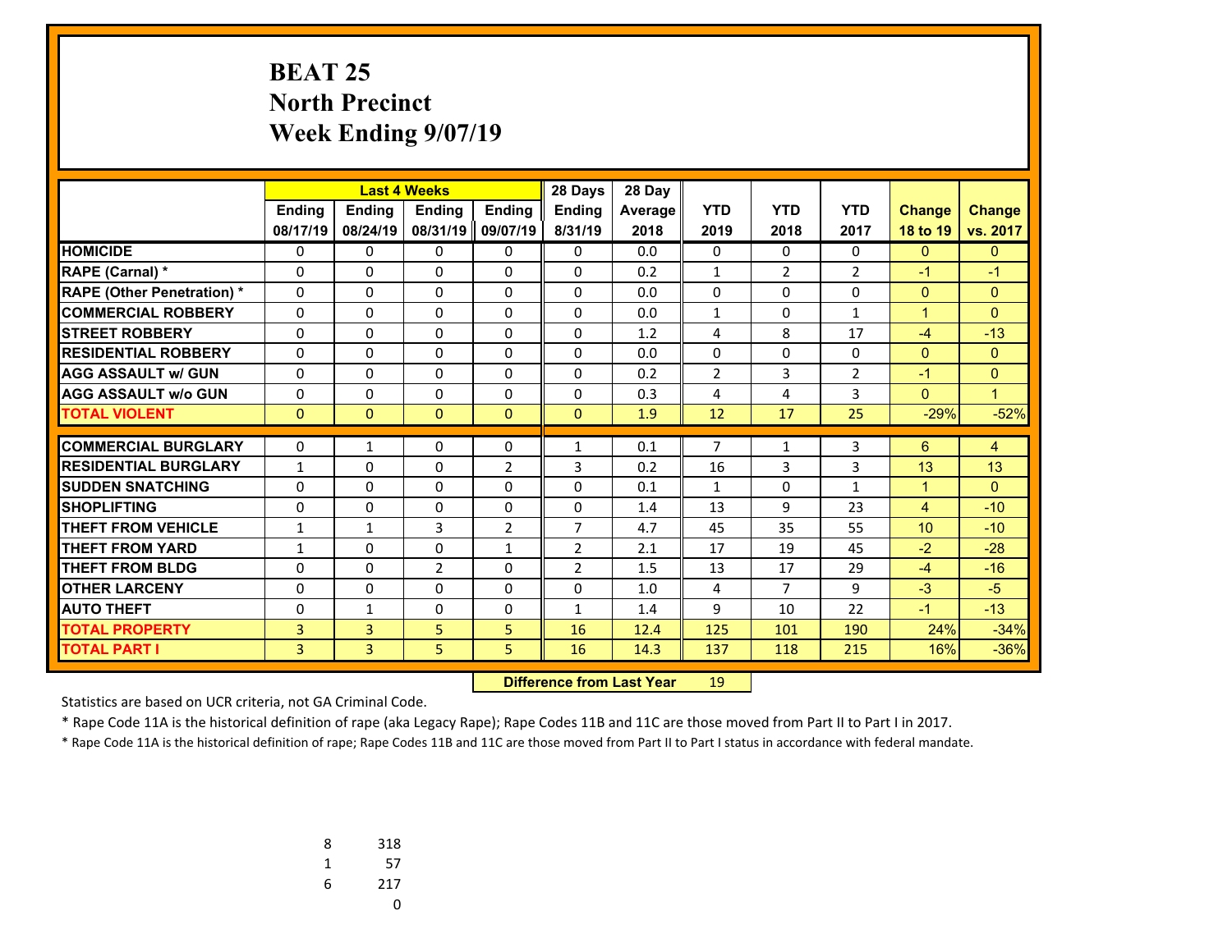# BEAT 25
## North Precinct
## Week Ending 9/07/19

| | Last 4 Weeks | | | | 28 Days | 28 Day | | | | | |
|---|---|---|---|---|---|---|---|---|---|---|---|
| | Ending 08/17/19 | Ending 08/24/19 | Ending 08/31/19 | Ending 09/07/19 | Ending 8/31/19 | Average 2018 | YTD 2019 | YTD 2018 | YTD 2017 | Change 18 to 19 | Change vs. 2017 |
| HOMICIDE | 0 | 0 | 0 | 0 | 0 | 0.0 | 0 | 0 | 0 | 0 | 0 |
| RAPE (Carnal) * | 0 | 0 | 0 | 0 | 0 | 0.2 | 1 | 2 | 2 | -1 | -1 |
| RAPE (Other Penetration) * | 0 | 0 | 0 | 0 | 0 | 0.0 | 0 | 0 | 0 | 0 | 0 |
| COMMERCIAL ROBBERY | 0 | 0 | 0 | 0 | 0 | 0.0 | 1 | 0 | 1 | 1 | 0 |
| STREET ROBBERY | 0 | 0 | 0 | 0 | 0 | 1.2 | 4 | 8 | 17 | -4 | -13 |
| RESIDENTIAL ROBBERY | 0 | 0 | 0 | 0 | 0 | 0.0 | 0 | 0 | 0 | 0 | 0 |
| AGG ASSAULT w/ GUN | 0 | 0 | 0 | 0 | 0 | 0.2 | 2 | 3 | 2 | -1 | 0 |
| AGG ASSAULT w/o GUN | 0 | 0 | 0 | 0 | 0 | 0.3 | 4 | 4 | 3 | 0 | 1 |
| TOTAL VIOLENT | 0 | 0 | 0 | 0 | 0 | 1.9 | 12 | 17 | 25 | -29% | -52% |
| COMMERCIAL BURGLARY | 0 | 1 | 0 | 0 | 1 | 0.1 | 7 | 1 | 3 | 6 | 4 |
| RESIDENTIAL BURGLARY | 1 | 0 | 0 | 2 | 3 | 0.2 | 16 | 3 | 3 | 13 | 13 |
| SUDDEN SNATCHING | 0 | 0 | 0 | 0 | 0 | 0.1 | 1 | 0 | 1 | 1 | 0 |
| SHOPLIFTING | 0 | 0 | 0 | 0 | 0 | 1.4 | 13 | 9 | 23 | 4 | -10 |
| THEFT FROM VEHICLE | 1 | 1 | 3 | 2 | 7 | 4.7 | 45 | 35 | 55 | 10 | -10 |
| THEFT FROM YARD | 1 | 0 | 0 | 1 | 2 | 2.1 | 17 | 19 | 45 | -2 | -28 |
| THEFT FROM BLDG | 0 | 0 | 2 | 0 | 2 | 1.5 | 13 | 17 | 29 | -4 | -16 |
| OTHER LARCENY | 0 | 0 | 0 | 0 | 0 | 1.0 | 4 | 7 | 9 | -3 | -5 |
| AUTO THEFT | 0 | 1 | 0 | 0 | 1 | 1.4 | 9 | 10 | 22 | -1 | -13 |
| TOTAL PROPERTY | 3 | 3 | 5 | 5 | 16 | 12.4 | 125 | 101 | 190 | 24% | -34% |
| TOTAL PART I | 3 | 3 | 5 | 5 | 16 | 14.3 | 137 | 118 | 215 | 16% | -36% |

**Difference from Last Year** 19

Statistics are based on UCR criteria, not GA Criminal Code.

* Rape Code 11A is the historical definition of rape (aka Legacy Rape); Rape Codes 11B and 11C are those moved from Part II to Part I in 2017.

* Rape Code 11A is the historical definition of rape; Rape Codes 11B and 11C are those moved from Part II to Part I status in accordance with federal mandate.

| | |
|---|---|
| 8 | 318 |
| 1 | 57 |
| 6 | 217 |
| | 0 |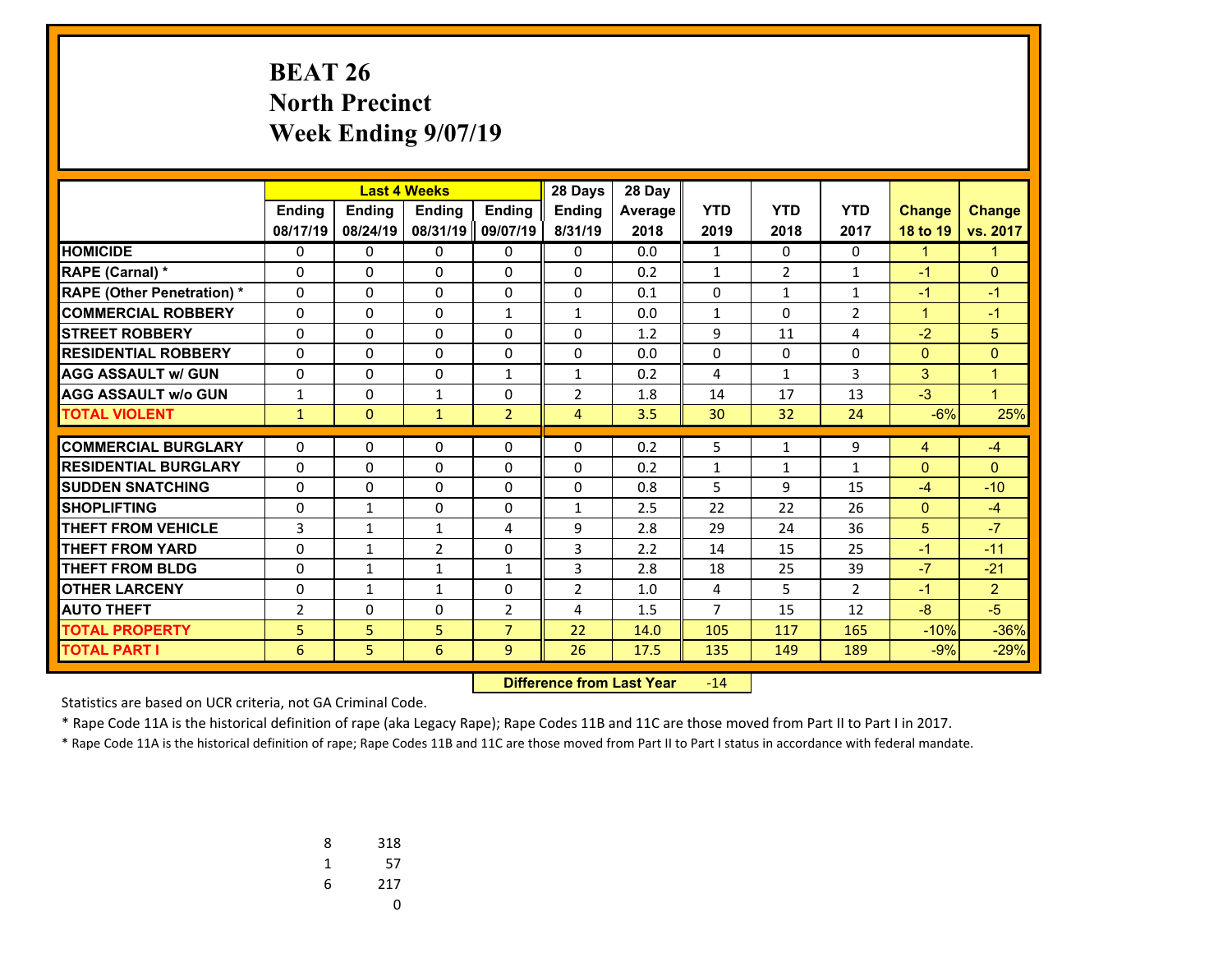# BEAT 26
## North Precinct
## Week Ending 9/07/19

| | Last 4 Weeks | | | | 28 Days | 28 Day | | | | | |
|---|---|---|---|---|---|---|---|---|---|---|---|
| | Ending 08/17/19 | Ending 08/24/19 | Ending 08/31/19 | Ending 09/07/19 | Ending 8/31/19 | Average 2018 | YTD 2019 | YTD 2018 | YTD 2017 | Change 18 to 19 | Change vs. 2017 |
| HOMICIDE | 0 | 0 | 0 | 0 | 0 | 0.0 | 1 | 0 | 0 | 1 | 1 |
| RAPE (Carnal) * | 0 | 0 | 0 | 0 | 0 | 0.2 | 1 | 2 | 1 | -1 | 0 |
| RAPE (Other Penetration) * | 0 | 0 | 0 | 0 | 0 | 0.1 | 0 | 1 | 1 | -1 | -1 |
| COMMERCIAL ROBBERY | 0 | 0 | 0 | 1 | 1 | 0.0 | 1 | 0 | 2 | 1 | -1 |
| STREET ROBBERY | 0 | 0 | 0 | 0 | 0 | 1.2 | 9 | 11 | 4 | -2 | 5 |
| RESIDENTIAL ROBBERY | 0 | 0 | 0 | 0 | 0 | 0.0 | 0 | 0 | 0 | 0 | 0 |
| AGG ASSAULT w/ GUN | 0 | 0 | 0 | 1 | 1 | 0.2 | 4 | 1 | 3 | 3 | 1 |
| AGG ASSAULT w/o GUN | 1 | 0 | 1 | 0 | 2 | 1.8 | 14 | 17 | 13 | -3 | 1 |
| TOTAL VIOLENT | 1 | 0 | 1 | 2 | 4 | 3.5 | 30 | 32 | 24 | -6% | 25% |
| COMMERCIAL BURGLARY | 0 | 0 | 0 | 0 | 0 | 0.2 | 5 | 1 | 9 | 4 | -4 |
| RESIDENTIAL BURGLARY | 0 | 0 | 0 | 0 | 0 | 0.2 | 1 | 1 | 1 | 0 | 0 |
| SUDDEN SNATCHING | 0 | 0 | 0 | 0 | 0 | 0.8 | 5 | 9 | 15 | -4 | -10 |
| SHOPLIFTING | 0 | 1 | 0 | 0 | 1 | 2.5 | 22 | 22 | 26 | 0 | -4 |
| THEFT FROM VEHICLE | 3 | 1 | 1 | 4 | 9 | 2.8 | 29 | 24 | 36 | 5 | -7 |
| THEFT FROM YARD | 0 | 1 | 2 | 0 | 3 | 2.2 | 14 | 15 | 25 | -1 | -11 |
| THEFT FROM BLDG | 0 | 1 | 1 | 1 | 3 | 2.8 | 18 | 25 | 39 | -7 | -21 |
| OTHER LARCENY | 0 | 1 | 1 | 0 | 2 | 1.0 | 4 | 5 | 2 | -1 | 2 |
| AUTO THEFT | 2 | 0 | 0 | 2 | 4 | 1.5 | 7 | 15 | 12 | -8 | -5 |
| TOTAL PROPERTY | 5 | 5 | 5 | 7 | 22 | 14.0 | 105 | 117 | 165 | -10% | -36% |
| TOTAL PART I | 6 | 5 | 6 | 9 | 26 | 17.5 | 135 | 149 | 189 | -9% | -29% |

**Difference from Last Year** -14

Statistics are based on UCR criteria, not GA Criminal Code.

* Rape Code 11A is the historical definition of rape (aka Legacy Rape); Rape Codes 11B and 11C are those moved from Part II to Part I in 2017.

* Rape Code 11A is the historical definition of rape; Rape Codes 11B and 11C are those moved from Part II to Part I status in accordance with federal mandate.

| | |
|---|---|
| 8 | 318 |
| 1 | 57 |
| 6 | 217 |
| | 0 |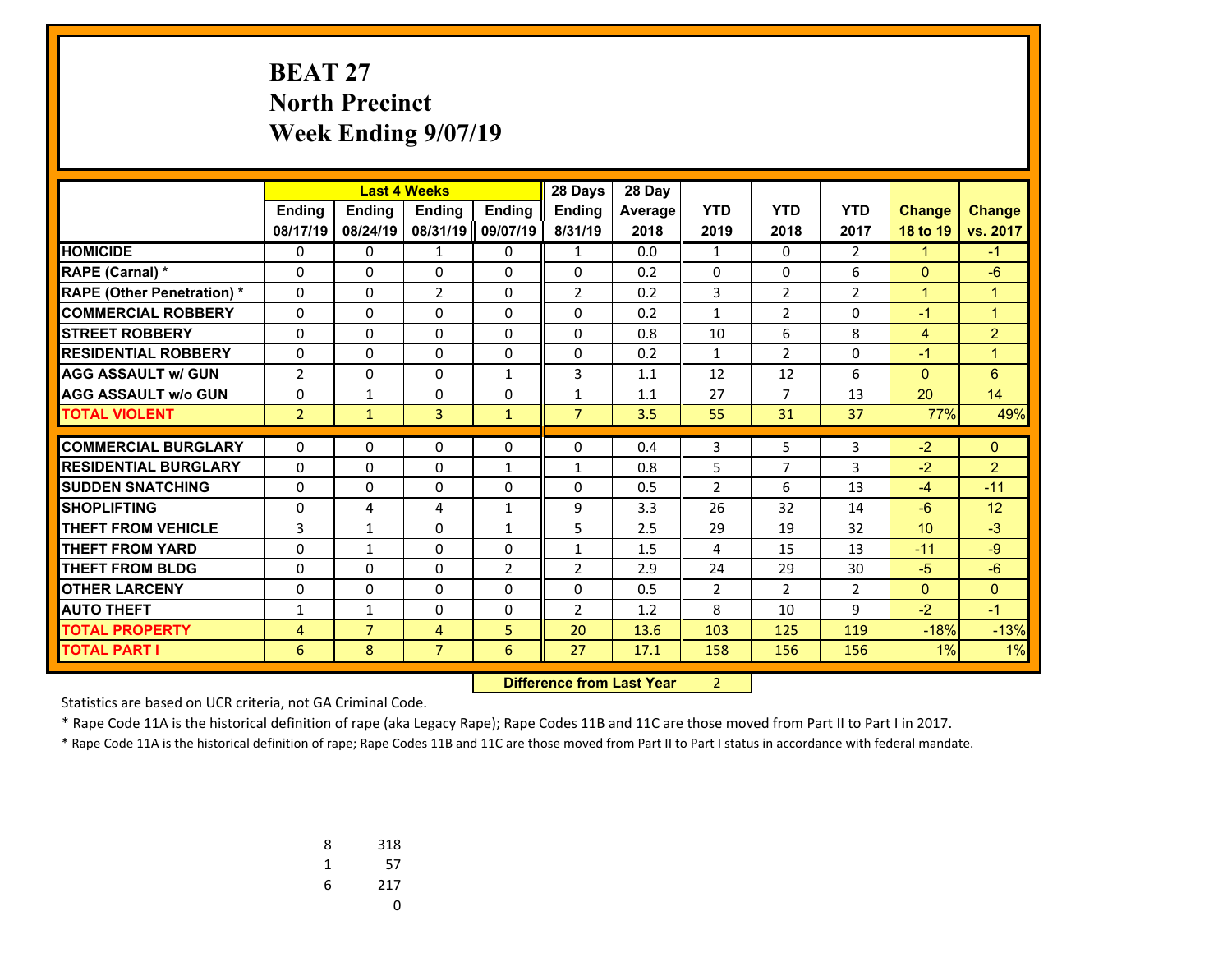# BEAT 27
# North Precinct
# Week Ending 9/07/19

| | Last 4 Weeks | | | | 28 Days | 28 Day | | | | | |
|---|---|---|---|---|---|---|---|---|---|---|---|
| | Ending 08/17/19 | Ending 08/24/19 | Ending 08/31/19 | Ending 09/07/19 | Ending 8/31/19 | Average 2018 | YTD 2019 | YTD 2018 | YTD 2017 | Change 18 to 19 | Change vs. 2017 |
| HOMICIDE | 0 | 0 | 1 | 0 | 1 | 0.0 | 1 | 0 | 2 | 1 | -1 |
| RAPE (Carnal) * | 0 | 0 | 0 | 0 | 0 | 0.2 | 0 | 0 | 6 | 0 | -6 |
| RAPE (Other Penetration) * | 0 | 0 | 2 | 0 | 2 | 0.2 | 3 | 2 | 2 | 1 | 1 |
| COMMERCIAL ROBBERY | 0 | 0 | 0 | 0 | 0 | 0.2 | 1 | 2 | 0 | -1 | 1 |
| STREET ROBBERY | 0 | 0 | 0 | 0 | 0 | 0.8 | 10 | 6 | 8 | 4 | 2 |
| RESIDENTIAL ROBBERY | 0 | 0 | 0 | 0 | 0 | 0.2 | 1 | 2 | 0 | -1 | 1 |
| AGG ASSAULT w/ GUN | 2 | 0 | 0 | 1 | 3 | 1.1 | 12 | 12 | 6 | 0 | 6 |
| AGG ASSAULT w/o GUN | 0 | 1 | 0 | 0 | 1 | 1.1 | 27 | 7 | 13 | 20 | 14 |
| TOTAL VIOLENT | 2 | 1 | 3 | 1 | 7 | 3.5 | 55 | 31 | 37 | 77% | 49% |
| COMMERCIAL BURGLARY | 0 | 0 | 0 | 0 | 0 | 0.4 | 3 | 5 | 3 | -2 | 0 |
| RESIDENTIAL BURGLARY | 0 | 0 | 0 | 1 | 1 | 0.8 | 5 | 7 | 3 | -2 | 2 |
| SUDDEN SNATCHING | 0 | 0 | 0 | 0 | 0 | 0.5 | 2 | 6 | 13 | -4 | -11 |
| SHOPLIFTING | 0 | 4 | 4 | 1 | 9 | 3.3 | 26 | 32 | 14 | -6 | 12 |
| THEFT FROM VEHICLE | 3 | 1 | 0 | 1 | 5 | 2.5 | 29 | 19 | 32 | 10 | -3 |
| THEFT FROM YARD | 0 | 1 | 0 | 0 | 1 | 1.5 | 4 | 15 | 13 | -11 | -9 |
| THEFT FROM BLDG | 0 | 0 | 0 | 2 | 2 | 2.9 | 24 | 29 | 30 | -5 | -6 |
| OTHER LARCENY | 0 | 0 | 0 | 0 | 0 | 0.5 | 2 | 2 | 2 | 0 | 0 |
| AUTO THEFT | 1 | 1 | 0 | 0 | 2 | 1.2 | 8 | 10 | 9 | -2 | -1 |
| TOTAL PROPERTY | 4 | 7 | 4 | 5 | 20 | 13.6 | 103 | 125 | 119 | -18% | -13% |
| TOTAL PART I | 6 | 8 | 7 | 6 | 27 | 17.1 | 158 | 156 | 156 | 1% | 1% |

**Difference from Last Year** 2

Statistics are based on UCR criteria, not GA Criminal Code.

* Rape Code 11A is the historical definition of rape (aka Legacy Rape); Rape Codes 11B and 11C are those moved from Part II to Part I in 2017.

* Rape Code 11A is the historical definition of rape; Rape Codes 11B and 11C are those moved from Part II to Part I status in accordance with federal mandate.

| | |
|---|---|
| 8 | 318 |
| 1 | 57 |
| 6 | 217 |
| | 0 |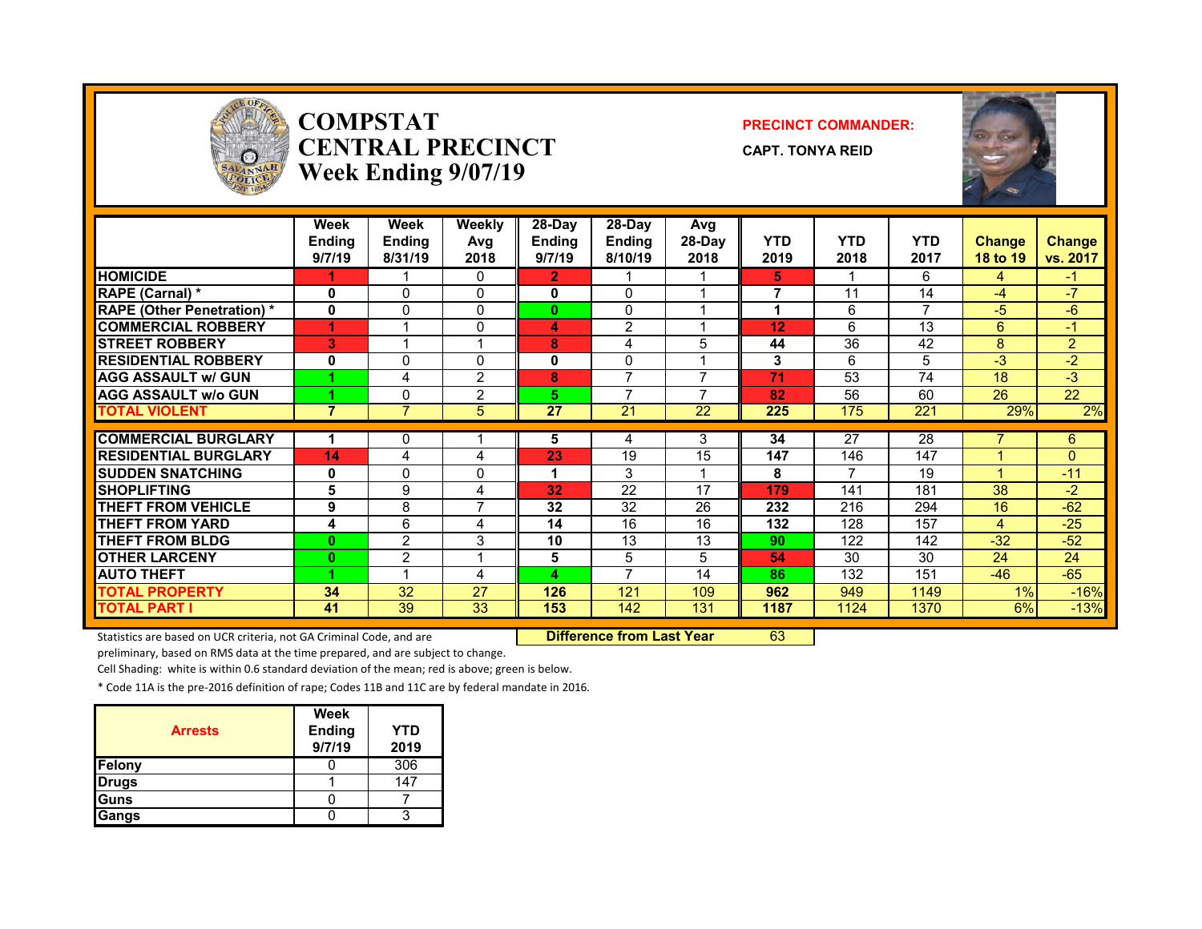# COMPSTAT CENTRAL PRECINCT

## Week Ending 9/07/19

**PRECINCT COMMANDER:**

**CAPT. TONYA REID**

| | Week Ending 9/7/19 | Week Ending 8/31/19 | Weekly Avg 2018 | 28-Day Ending 9/7/19 | 28-Day Ending 8/10/19 | Avg 28-Day 2018 | YTD 2019 | YTD 2018 | YTD 2017 | Change 18 to 19 | Change vs. 2017 |
|---|---|---|---|---|---|---|---|---|---|---|---|
| HOMICIDE | 1 | 1 | 0 | 2 | 1 | 1 | 5 | 1 | 6 | 4 | -1 |
| RAPE (Carnal) * | 0 | 0 | 0 | 0 | 0 | 1 | 7 | 11 | 14 | -4 | -7 |
| RAPE (Other Penetration) * | 0 | 0 | 0 | 0 | 0 | 1 | 1 | 6 | 7 | -5 | -6 |
| COMMERCIAL ROBBERY | 1 | 1 | 0 | 4 | 2 | 1 | 12 | 6 | 13 | 6 | -1 |
| STREET ROBBERY | 3 | 1 | 1 | 8 | 4 | 5 | 44 | 36 | 42 | 8 | 2 |
| RESIDENTIAL ROBBERY | 0 | 0 | 0 | 0 | 0 | 1 | 3 | 6 | 5 | -3 | -2 |
| AGG ASSAULT w/ GUN | 1 | 4 | 2 | 8 | 7 | 7 | 71 | 53 | 74 | 18 | -3 |
| AGG ASSAULT w/o GUN | 1 | 0 | 2 | 5 | 7 | 7 | 82 | 56 | 60 | 26 | 22 |
| TOTAL VIOLENT | 7 | 7 | 5 | 27 | 21 | 22 | 225 | 175 | 221 | 29% | 2% |
| COMMERCIAL BURGLARY | 1 | 0 | 1 | 5 | 4 | 3 | 34 | 27 | 28 | 7 | 6 |
| RESIDENTIAL BURGLARY | 14 | 4 | 4 | 23 | 19 | 15 | 147 | 146 | 147 | 1 | 0 |
| SUDDEN SNATCHING | 0 | 0 | 0 | 1 | 3 | 1 | 8 | 7 | 19 | 1 | -11 |
| SHOPLIFTING | 5 | 9 | 4 | 32 | 22 | 17 | 179 | 141 | 181 | 38 | -2 |
| THEFT FROM VEHICLE | 9 | 8 | 7 | 32 | 32 | 26 | 232 | 216 | 294 | 16 | -62 |
| THEFT FROM YARD | 4 | 6 | 4 | 14 | 16 | 16 | 132 | 128 | 157 | 4 | -25 |
| THEFT FROM BLDG | 0 | 2 | 3 | 10 | 13 | 13 | 90 | 122 | 142 | -32 | -52 |
| OTHER LARCENY | 0 | 2 | 1 | 5 | 5 | 5 | 54 | 30 | 30 | 24 | 24 |
| AUTO THEFT | 1 | 1 | 4 | 4 | 7 | 14 | 86 | 132 | 151 | -46 | -65 |
| TOTAL PROPERTY | 34 | 32 | 27 | 126 | 121 | 109 | 962 | 949 | 1149 | 1% | -16% |
| TOTAL PART I | 41 | 39 | 33 | 153 | 142 | 131 | 1187 | 1124 | 1370 | 6% | -13% |

**Difference from Last Year**: 63

Statistics are based on UCR criteria, not GA Criminal Code, and are preliminary, based on RMS data at the time prepared, and are subject to change.

Cell Shading: white is within 0.6 standard deviation of the mean; red is above; green is below.

* Code 11A is the pre-2016 definition of rape; Codes 11B and 11C are by federal mandate in 2016.

| Arrests | Week Ending 9/7/19 | YTD 2019 |
|---|---|---|
| Felony | 0 | 306 |
| Drugs | 1 | 147 |
| Guns | 0 | 7 |
| Gangs | 0 | 3 |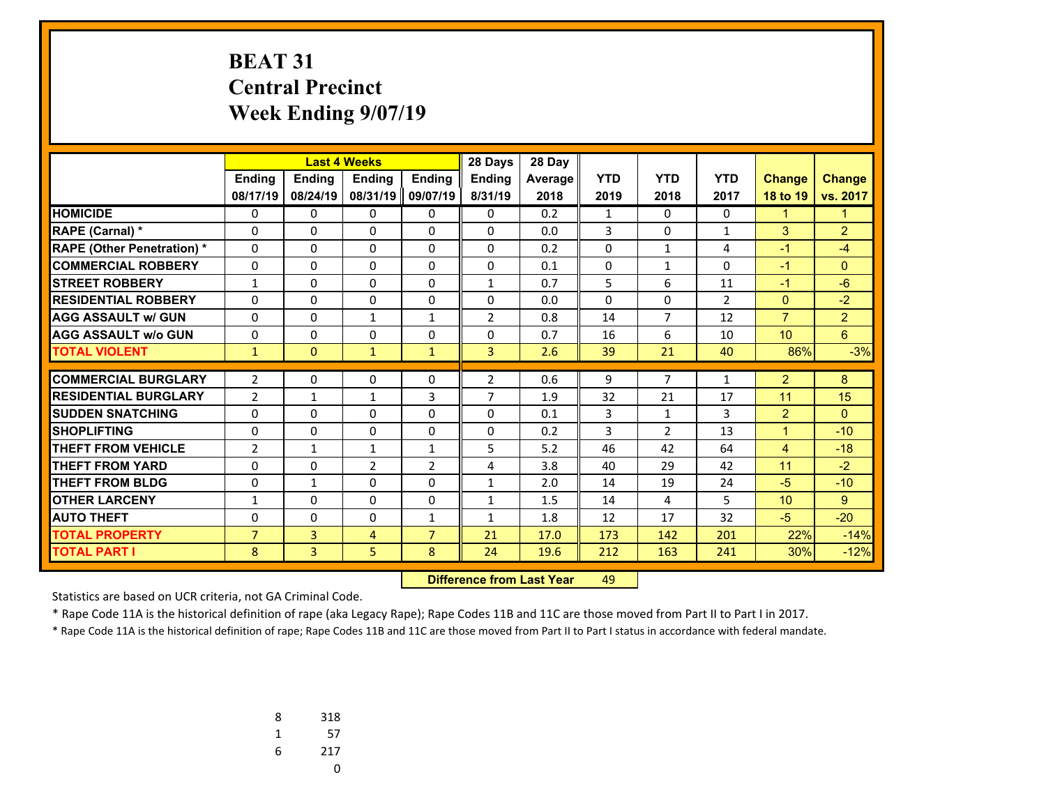# BEAT 31
## Central Precinct
## Week Ending 9/07/19

| | Last 4 Weeks | | | | 28 Days | 28 Day | | | | | |
|---|---|---|---|---|---|---|---|---|---|---|---|
| | Ending 08/17/19 | Ending 08/24/19 | Ending 08/31/19 | Ending 09/07/19 | Ending 8/31/19 | Average 2018 | YTD 2019 | YTD 2018 | YTD 2017 | Change 18 to 19 | Change vs. 2017 |
| HOMICIDE | 0 | 0 | 0 | 0 | 0 | 0.2 | 1 | 0 | 0 | 1 | 1 |
| RAPE (Carnal) * | 0 | 0 | 0 | 0 | 0 | 0.0 | 3 | 0 | 1 | 3 | 2 |
| RAPE (Other Penetration) * | 0 | 0 | 0 | 0 | 0 | 0.2 | 0 | 1 | 4 | -1 | -4 |
| COMMERCIAL ROBBERY | 0 | 0 | 0 | 0 | 0 | 0.1 | 0 | 1 | 0 | -1 | 0 |
| STREET ROBBERY | 1 | 0 | 0 | 0 | 1 | 0.7 | 5 | 6 | 11 | -1 | -6 |
| RESIDENTIAL ROBBERY | 0 | 0 | 0 | 0 | 0 | 0.0 | 0 | 0 | 2 | 0 | -2 |
| AGG ASSAULT w/ GUN | 0 | 0 | 1 | 1 | 2 | 0.8 | 14 | 7 | 12 | 7 | 2 |
| AGG ASSAULT w/o GUN | 0 | 0 | 0 | 0 | 0 | 0.7 | 16 | 6 | 10 | 10 | 6 |
| TOTAL VIOLENT | 1 | 0 | 1 | 1 | 3 | 2.6 | 39 | 21 | 40 | 86% | -3% |
| COMMERCIAL BURGLARY | 2 | 0 | 0 | 0 | 2 | 0.6 | 9 | 7 | 1 | 2 | 8 |
| RESIDENTIAL BURGLARY | 2 | 1 | 1 | 3 | 7 | 1.9 | 32 | 21 | 17 | 11 | 15 |
| SUDDEN SNATCHING | 0 | 0 | 0 | 0 | 0 | 0.1 | 3 | 1 | 3 | 2 | 0 |
| SHOPLIFTING | 0 | 0 | 0 | 0 | 0 | 0.2 | 3 | 2 | 13 | 1 | -10 |
| THEFT FROM VEHICLE | 2 | 1 | 1 | 1 | 5 | 5.2 | 46 | 42 | 64 | 4 | -18 |
| THEFT FROM YARD | 0 | 0 | 2 | 2 | 4 | 3.8 | 40 | 29 | 42 | 11 | -2 |
| THEFT FROM BLDG | 0 | 1 | 0 | 0 | 1 | 2.0 | 14 | 19 | 24 | -5 | -10 |
| OTHER LARCENY | 1 | 0 | 0 | 0 | 1 | 1.5 | 14 | 4 | 5 | 10 | 9 |
| AUTO THEFT | 0 | 0 | 0 | 1 | 1 | 1.8 | 12 | 17 | 32 | -5 | -20 |
| TOTAL PROPERTY | 7 | 3 | 4 | 7 | 21 | 17.0 | 173 | 142 | 201 | 22% | -14% |
| TOTAL PART I | 8 | 3 | 5 | 8 | 24 | 19.6 | 212 | 163 | 241 | 30% | -12% |

**Difference from Last Year** 49

Statistics are based on UCR criteria, not GA Criminal Code.

* Rape Code 11A is the historical definition of rape (aka Legacy Rape); Rape Codes 11B and 11C are those moved from Part II to Part I in 2017.

* Rape Code 11A is the historical definition of rape; Rape Codes 11B and 11C are those moved from Part II to Part I status in accordance with federal mandate.

| | |
|---|---|
| 8 | 318 |
| 1 | 57 |
| 6 | 217 |
| | 0 |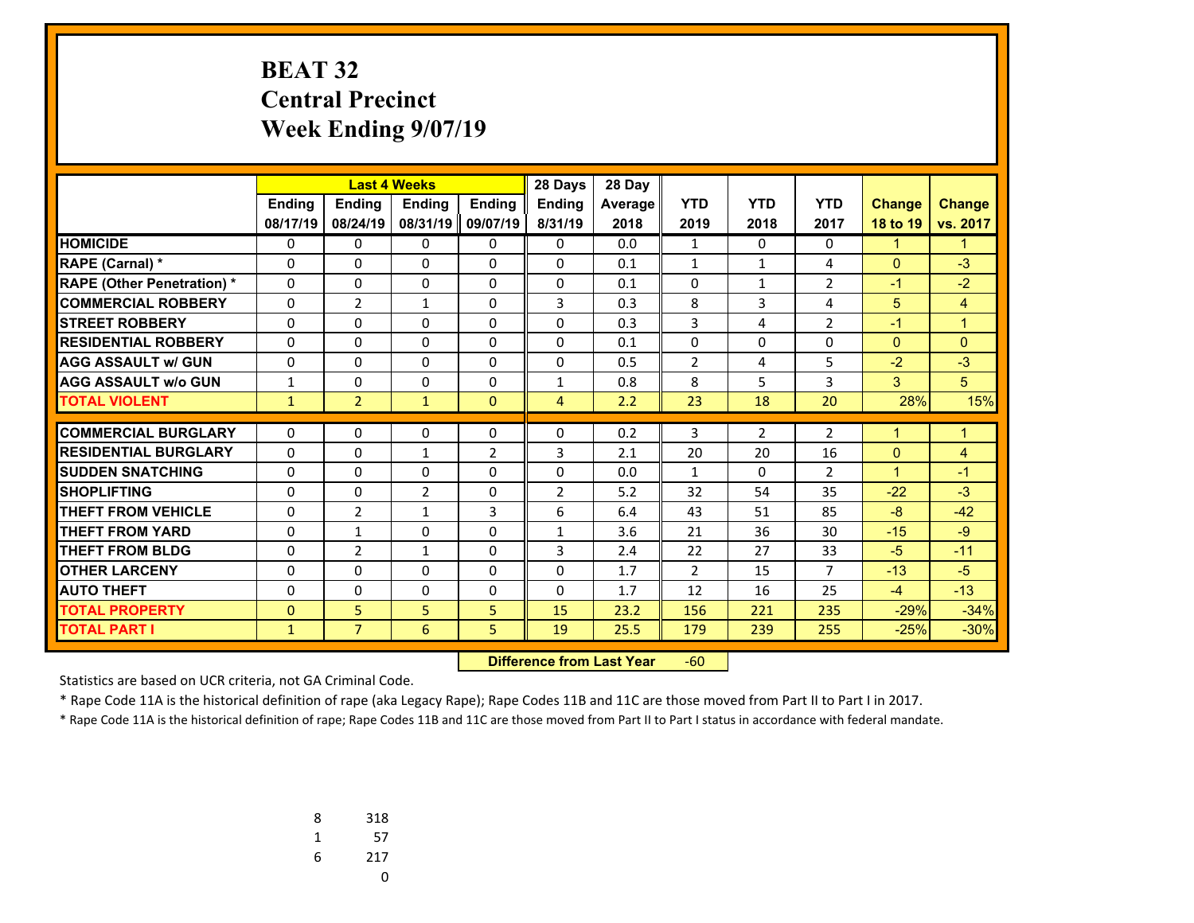# BEAT 32
## Central Precinct
## Week Ending 9/07/19

| | Last 4 Weeks | | | | 28 Days | 28 Day | YTD | YTD | YTD | Change | Change |
|---|---|---|---|---|---|---|---|---|---|---|---|
| | Ending 08/17/19 | Ending 08/24/19 | Ending 08/31/19 | Ending 09/07/19 | Ending 8/31/19 | Average 2018 | 2019 | 2018 | 2017 | 18 to 19 | vs. 2017 |
| HOMICIDE | 0 | 0 | 0 | 0 | 0 | 0.0 | 1 | 0 | 0 | 1 | 1 |
| RAPE (Carnal) * | 0 | 0 | 0 | 0 | 0 | 0.1 | 1 | 1 | 4 | 0 | -3 |
| RAPE (Other Penetration) * | 0 | 0 | 0 | 0 | 0 | 0.1 | 0 | 1 | 2 | -1 | -2 |
| COMMERCIAL ROBBERY | 0 | 2 | 1 | 0 | 3 | 0.3 | 8 | 3 | 4 | 5 | 4 |
| STREET ROBBERY | 0 | 0 | 0 | 0 | 0 | 0.3 | 3 | 4 | 2 | -1 | 1 |
| RESIDENTIAL ROBBERY | 0 | 0 | 0 | 0 | 0 | 0.1 | 0 | 0 | 0 | 0 | 0 |
| AGG ASSAULT w/ GUN | 0 | 0 | 0 | 0 | 0 | 0.5 | 2 | 4 | 5 | -2 | -3 |
| AGG ASSAULT w/o GUN | 1 | 0 | 0 | 0 | 1 | 0.8 | 8 | 5 | 3 | 3 | 5 |
| TOTAL VIOLENT | 1 | 2 | 1 | 0 | 4 | 2.2 | 23 | 18 | 20 | 28% | 15% |
| COMMERCIAL BURGLARY | 0 | 0 | 0 | 0 | 0 | 0.2 | 3 | 2 | 2 | 1 | 1 |
| RESIDENTIAL BURGLARY | 0 | 0 | 1 | 2 | 3 | 2.1 | 20 | 20 | 16 | 0 | 4 |
| SUDDEN SNATCHING | 0 | 0 | 0 | 0 | 0 | 0.0 | 1 | 0 | 2 | 1 | -1 |
| SHOPLIFTING | 0 | 0 | 2 | 0 | 2 | 5.2 | 32 | 54 | 35 | -22 | -3 |
| THEFT FROM VEHICLE | 0 | 2 | 1 | 3 | 6 | 6.4 | 43 | 51 | 85 | -8 | -42 |
| THEFT FROM YARD | 0 | 1 | 0 | 0 | 1 | 3.6 | 21 | 36 | 30 | -15 | -9 |
| THEFT FROM BLDG | 0 | 2 | 1 | 0 | 3 | 2.4 | 22 | 27 | 33 | -5 | -11 |
| OTHER LARCENY | 0 | 0 | 0 | 0 | 0 | 1.7 | 2 | 15 | 7 | -13 | -5 |
| AUTO THEFT | 0 | 0 | 0 | 0 | 0 | 1.7 | 12 | 16 | 25 | -4 | -13 |
| TOTAL PROPERTY | 0 | 5 | 5 | 5 | 15 | 23.2 | 156 | 221 | 235 | -29% | -34% |
| TOTAL PART I | 1 | 7 | 6 | 5 | 19 | 25.5 | 179 | 239 | 255 | -25% | -30% |

**Difference from Last Year** -60

Statistics are based on UCR criteria, not GA Criminal Code.

* Rape Code 11A is the historical definition of rape (aka Legacy Rape); Rape Codes 11B and 11C are those moved from Part II to Part I in 2017.

* Rape Code 11A is the historical definition of rape; Rape Codes 11B and 11C are those moved from Part II to Part I status in accordance with federal mandate.

| | |
|---|---|
| 8 | 318 |
| 1 | 57 |
| 6 | 217 |
| | 0 |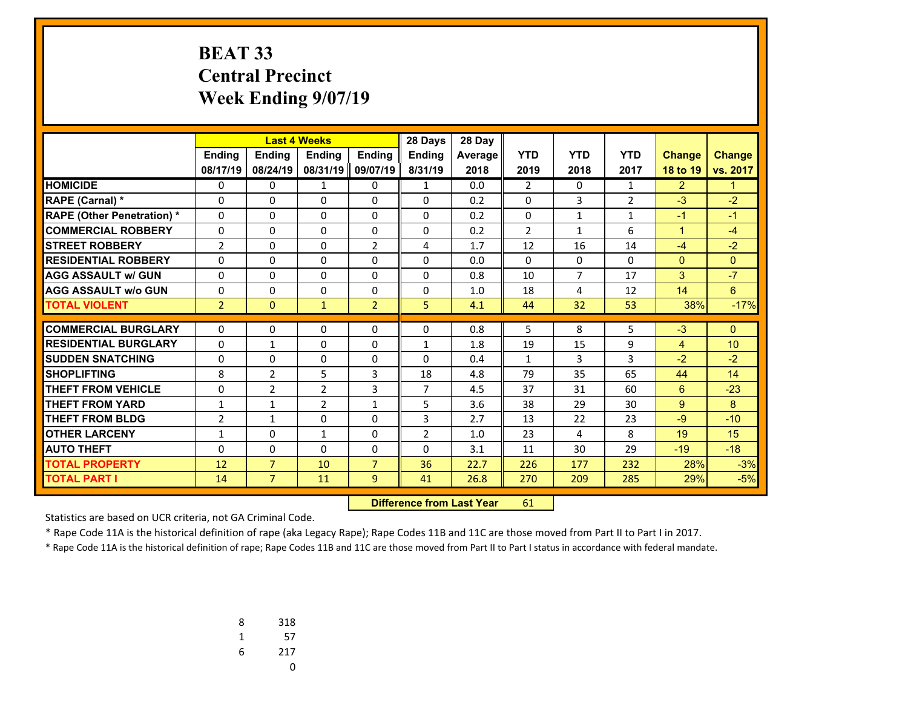# BEAT 33
## Central Precinct
## Week Ending 9/07/19

| | Last 4 Weeks | | | | 28 Days | 28 Day | | | | | |
|---|---|---|---|---|---|---|---|---|---|---|---|
| | Ending 08/17/19 | Ending 08/24/19 | Ending 08/31/19 | Ending 09/07/19 | Ending 8/31/19 | Average 2018 | YTD 2019 | YTD 2018 | YTD 2017 | Change 18 to 19 | Change vs. 2017 |
| HOMICIDE | 0 | 0 | 1 | 0 | 1 | 0.0 | 2 | 0 | 1 | 2 | 1 |
| RAPE (Carnal) * | 0 | 0 | 0 | 0 | 0 | 0.2 | 0 | 3 | 2 | -3 | -2 |
| RAPE (Other Penetration) * | 0 | 0 | 0 | 0 | 0 | 0.2 | 0 | 1 | 1 | -1 | -1 |
| COMMERCIAL ROBBERY | 0 | 0 | 0 | 0 | 0 | 0.2 | 2 | 1 | 6 | 1 | -4 |
| STREET ROBBERY | 2 | 0 | 0 | 2 | 4 | 1.7 | 12 | 16 | 14 | -4 | -2 |
| RESIDENTIAL ROBBERY | 0 | 0 | 0 | 0 | 0 | 0.0 | 0 | 0 | 0 | 0 | 0 |
| AGG ASSAULT w/ GUN | 0 | 0 | 0 | 0 | 0 | 0.8 | 10 | 7 | 17 | 3 | -7 |
| AGG ASSAULT w/o GUN | 0 | 0 | 0 | 0 | 0 | 1.0 | 18 | 4 | 12 | 14 | 6 |
| TOTAL VIOLENT | 2 | 0 | 1 | 2 | 5 | 4.1 | 44 | 32 | 53 | 38% | -17% |
| COMMERCIAL BURGLARY | 0 | 0 | 0 | 0 | 0 | 0.8 | 5 | 8 | 5 | -3 | 0 |
| RESIDENTIAL BURGLARY | 0 | 1 | 0 | 0 | 1 | 1.8 | 19 | 15 | 9 | 4 | 10 |
| SUDDEN SNATCHING | 0 | 0 | 0 | 0 | 0 | 0.4 | 1 | 3 | 3 | -2 | -2 |
| SHOPLIFTING | 8 | 2 | 5 | 3 | 18 | 4.8 | 79 | 35 | 65 | 44 | 14 |
| THEFT FROM VEHICLE | 0 | 2 | 2 | 3 | 7 | 4.5 | 37 | 31 | 60 | 6 | -23 |
| THEFT FROM YARD | 1 | 1 | 2 | 1 | 5 | 3.6 | 38 | 29 | 30 | 9 | 8 |
| THEFT FROM BLDG | 2 | 1 | 0 | 0 | 3 | 2.7 | 13 | 22 | 23 | -9 | -10 |
| OTHER LARCENY | 1 | 0 | 1 | 0 | 2 | 1.0 | 23 | 4 | 8 | 19 | 15 |
| AUTO THEFT | 0 | 0 | 0 | 0 | 0 | 3.1 | 11 | 30 | 29 | -19 | -18 |
| TOTAL PROPERTY | 12 | 7 | 10 | 7 | 36 | 22.7 | 226 | 177 | 232 | 28% | -3% |
| TOTAL PART I | 14 | 7 | 11 | 9 | 41 | 26.8 | 270 | 209 | 285 | 29% | -5% |

**Difference from Last Year** 61

Statistics are based on UCR criteria, not GA Criminal Code.

* Rape Code 11A is the historical definition of rape (aka Legacy Rape); Rape Codes 11B and 11C are those moved from Part II to Part I in 2017.

* Rape Code 11A is the historical definition of rape; Rape Codes 11B and 11C are those moved from Part II to Part I status in accordance with federal mandate.

| | |
|---|---|
| 8 | 318 |
| 1 | 57 |
| 6 | 217 |
| | 0 |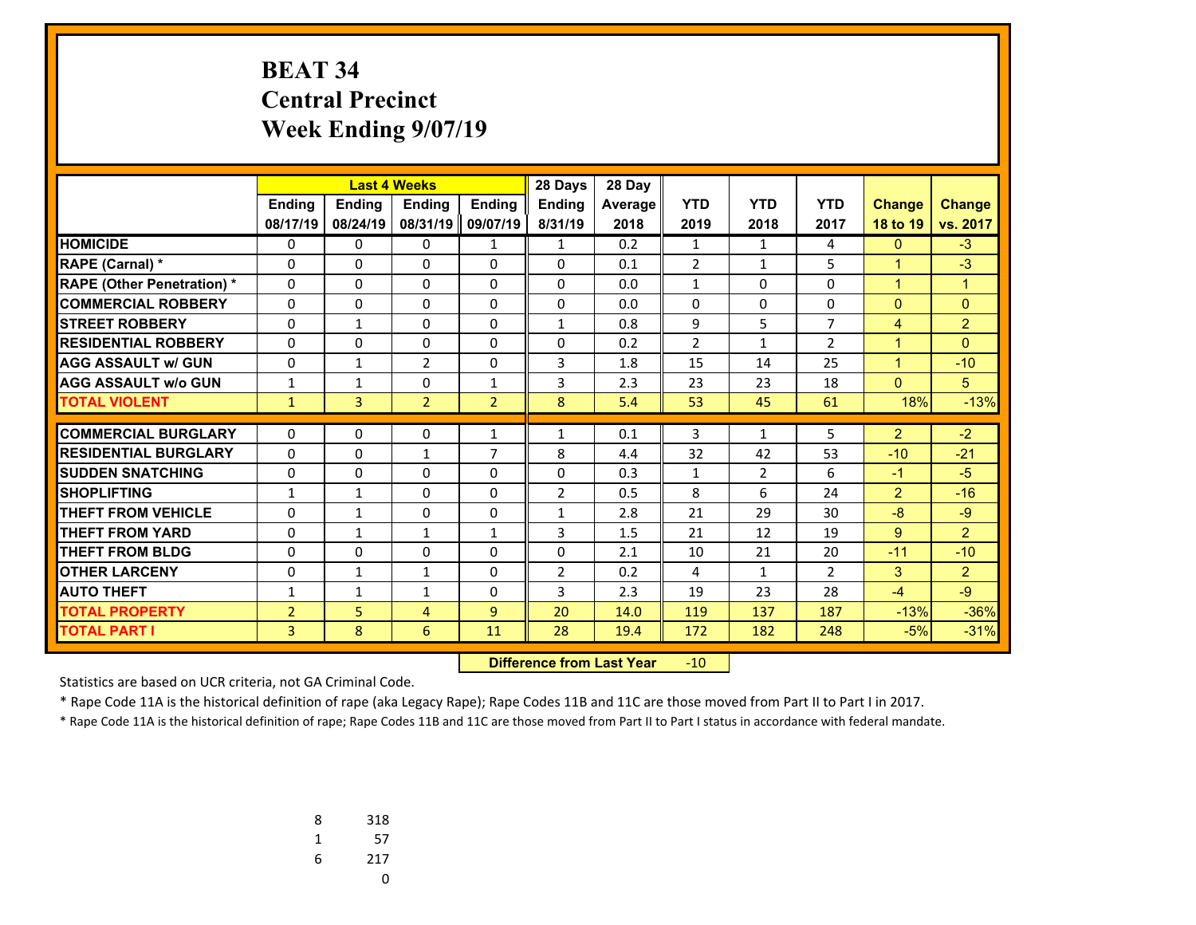# BEAT 34
## Central Precinct
## Week Ending 9/07/19

| | Last 4 Weeks | | | | 28 Days | 28 Day | | | | | |
|---|---|---|---|---|---|---|---|---|---|---|---|
| | Ending 08/17/19 | Ending 08/24/19 | Ending 08/31/19 | Ending 09/07/19 | Ending 8/31/19 | Average 2018 | YTD 2019 | YTD 2018 | YTD 2017 | Change 18 to 19 | Change vs. 2017 |
| HOMICIDE | 0 | 0 | 0 | 1 | 1 | 0.2 | 1 | 1 | 4 | 0 | -3 |
| RAPE (Carnal) * | 0 | 0 | 0 | 0 | 0 | 0.1 | 2 | 1 | 5 | 1 | -3 |
| RAPE (Other Penetration) * | 0 | 0 | 0 | 0 | 0 | 0.0 | 1 | 0 | 0 | 1 | 1 |
| COMMERCIAL ROBBERY | 0 | 0 | 0 | 0 | 0 | 0.0 | 0 | 0 | 0 | 0 | 0 |
| STREET ROBBERY | 0 | 1 | 0 | 0 | 1 | 0.8 | 9 | 5 | 7 | 4 | 2 |
| RESIDENTIAL ROBBERY | 0 | 0 | 0 | 0 | 0 | 0.2 | 2 | 1 | 2 | 1 | 0 |
| AGG ASSAULT w/ GUN | 0 | 1 | 2 | 0 | 3 | 1.8 | 15 | 14 | 25 | 1 | -10 |
| AGG ASSAULT w/o GUN | 1 | 1 | 0 | 1 | 3 | 2.3 | 23 | 23 | 18 | 0 | 5 |
| TOTAL VIOLENT | 1 | 3 | 2 | 2 | 8 | 5.4 | 53 | 45 | 61 | 18% | -13% |
| COMMERCIAL BURGLARY | 0 | 0 | 0 | 1 | 1 | 0.1 | 3 | 1 | 5 | 2 | -2 |
| RESIDENTIAL BURGLARY | 0 | 0 | 1 | 7 | 8 | 4.4 | 32 | 42 | 53 | -10 | -21 |
| SUDDEN SNATCHING | 0 | 0 | 0 | 0 | 0 | 0.3 | 1 | 2 | 6 | -1 | -5 |
| SHOPLIFTING | 1 | 1 | 0 | 0 | 2 | 0.5 | 8 | 6 | 24 | 2 | -16 |
| THEFT FROM VEHICLE | 0 | 1 | 0 | 0 | 1 | 2.8 | 21 | 29 | 30 | -8 | -9 |
| THEFT FROM YARD | 0 | 1 | 1 | 1 | 3 | 1.5 | 21 | 12 | 19 | 9 | 2 |
| THEFT FROM BLDG | 0 | 0 | 0 | 0 | 0 | 2.1 | 10 | 21 | 20 | -11 | -10 |
| OTHER LARCENY | 0 | 1 | 1 | 0 | 2 | 0.2 | 4 | 1 | 2 | 3 | 2 |
| AUTO THEFT | 1 | 1 | 1 | 0 | 3 | 2.3 | 19 | 23 | 28 | -4 | -9 |
| TOTAL PROPERTY | 2 | 5 | 4 | 9 | 20 | 14.0 | 119 | 137 | 187 | -13% | -36% |
| TOTAL PART I | 3 | 8 | 6 | 11 | 28 | 19.4 | 172 | 182 | 248 | -5% | -31% |

**Difference from Last Year** -10

Statistics are based on UCR criteria, not GA Criminal Code.

* Rape Code 11A is the historical definition of rape (aka Legacy Rape); Rape Codes 11B and 11C are those moved from Part II to Part I in 2017.

* Rape Code 11A is the historical definition of rape; Rape Codes 11B and 11C are those moved from Part II to Part I status in accordance with federal mandate.

| | |
|---|---|
| 8 | 318 |
| 1 | 57 |
| 6 | 217 |
| | 0 |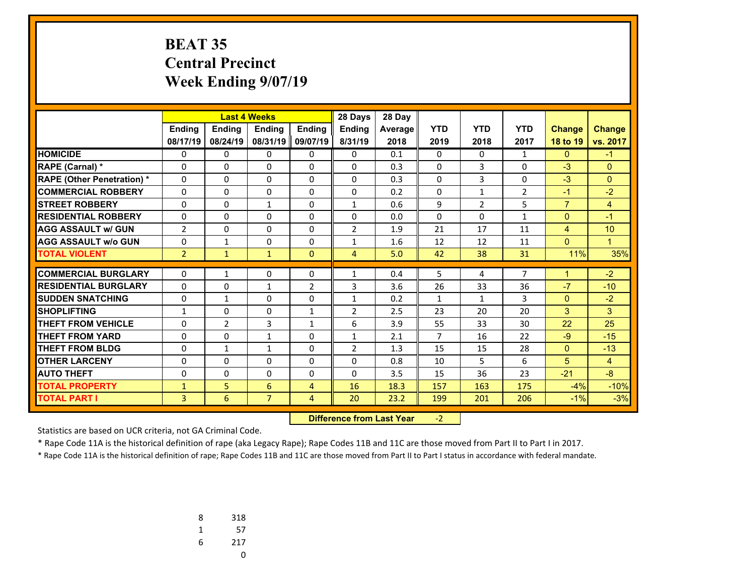# BEAT 35
## Central Precinct
## Week Ending 9/07/19

| | Last 4 Weeks | | | | 28 Days | 28 Day | YTD | YTD | YTD | Change | Change |
|---|---|---|---|---|---|---|---|---|---|---|---|
| | Ending 08/17/19 | Ending 08/24/19 | Ending 08/31/19 | Ending 09/07/19 | Ending 8/31/19 | Average 2018 | 2019 | 2018 | 2017 | 18 to 19 | vs. 2017 |
| HOMICIDE | 0 | 0 | 0 | 0 | 0 | 0.1 | 0 | 0 | 1 | 0 | -1 |
| RAPE (Carnal) * | 0 | 0 | 0 | 0 | 0 | 0.3 | 0 | 3 | 0 | -3 | 0 |
| RAPE (Other Penetration) * | 0 | 0 | 0 | 0 | 0 | 0.3 | 0 | 3 | 0 | -3 | 0 |
| COMMERCIAL ROBBERY | 0 | 0 | 0 | 0 | 0 | 0.2 | 0 | 1 | 2 | -1 | -2 |
| STREET ROBBERY | 0 | 0 | 1 | 0 | 1 | 0.6 | 9 | 2 | 5 | 7 | 4 |
| RESIDENTIAL ROBBERY | 0 | 0 | 0 | 0 | 0 | 0.0 | 0 | 0 | 1 | 0 | -1 |
| AGG ASSAULT w/ GUN | 2 | 0 | 0 | 0 | 2 | 1.9 | 21 | 17 | 11 | 4 | 10 |
| AGG ASSAULT w/o GUN | 0 | 1 | 0 | 0 | 1 | 1.6 | 12 | 12 | 11 | 0 | 1 |
| TOTAL VIOLENT | 2 | 1 | 1 | 0 | 4 | 5.0 | 42 | 38 | 31 | 11% | 35% |
| COMMERCIAL BURGLARY | 0 | 1 | 0 | 0 | 1 | 0.4 | 5 | 4 | 7 | 1 | -2 |
| RESIDENTIAL BURGLARY | 0 | 0 | 1 | 2 | 3 | 3.6 | 26 | 33 | 36 | -7 | -10 |
| SUDDEN SNATCHING | 0 | 1 | 0 | 0 | 1 | 0.2 | 1 | 1 | 3 | 0 | -2 |
| SHOPLIFTING | 1 | 0 | 0 | 1 | 2 | 2.5 | 23 | 20 | 20 | 3 | 3 |
| THEFT FROM VEHICLE | 0 | 2 | 3 | 1 | 6 | 3.9 | 55 | 33 | 30 | 22 | 25 |
| THEFT FROM YARD | 0 | 0 | 1 | 0 | 1 | 2.1 | 7 | 16 | 22 | -9 | -15 |
| THEFT FROM BLDG | 0 | 1 | 1 | 0 | 2 | 1.3 | 15 | 15 | 28 | 0 | -13 |
| OTHER LARCENY | 0 | 0 | 0 | 0 | 0 | 0.8 | 10 | 5 | 6 | 5 | 4 |
| AUTO THEFT | 0 | 0 | 0 | 0 | 0 | 3.5 | 15 | 36 | 23 | -21 | -8 |
| TOTAL PROPERTY | 1 | 5 | 6 | 4 | 16 | 18.3 | 157 | 163 | 175 | -4% | -10% |
| TOTAL PART I | 3 | 6 | 7 | 4 | 20 | 23.2 | 199 | 201 | 206 | -1% | -3% |

**Difference from Last Year** -2

Statistics are based on UCR criteria, not GA Criminal Code.

* Rape Code 11A is the historical definition of rape (aka Legacy Rape); Rape Codes 11B and 11C are those moved from Part II to Part I in 2017.

* Rape Code 11A is the historical definition of rape; Rape Codes 11B and 11C are those moved from Part II to Part I status in accordance with federal mandate.

| | |
|---|---|
| 8 | 318 |
| 1 | 57 |
| 6 | 217 |
| | 0 |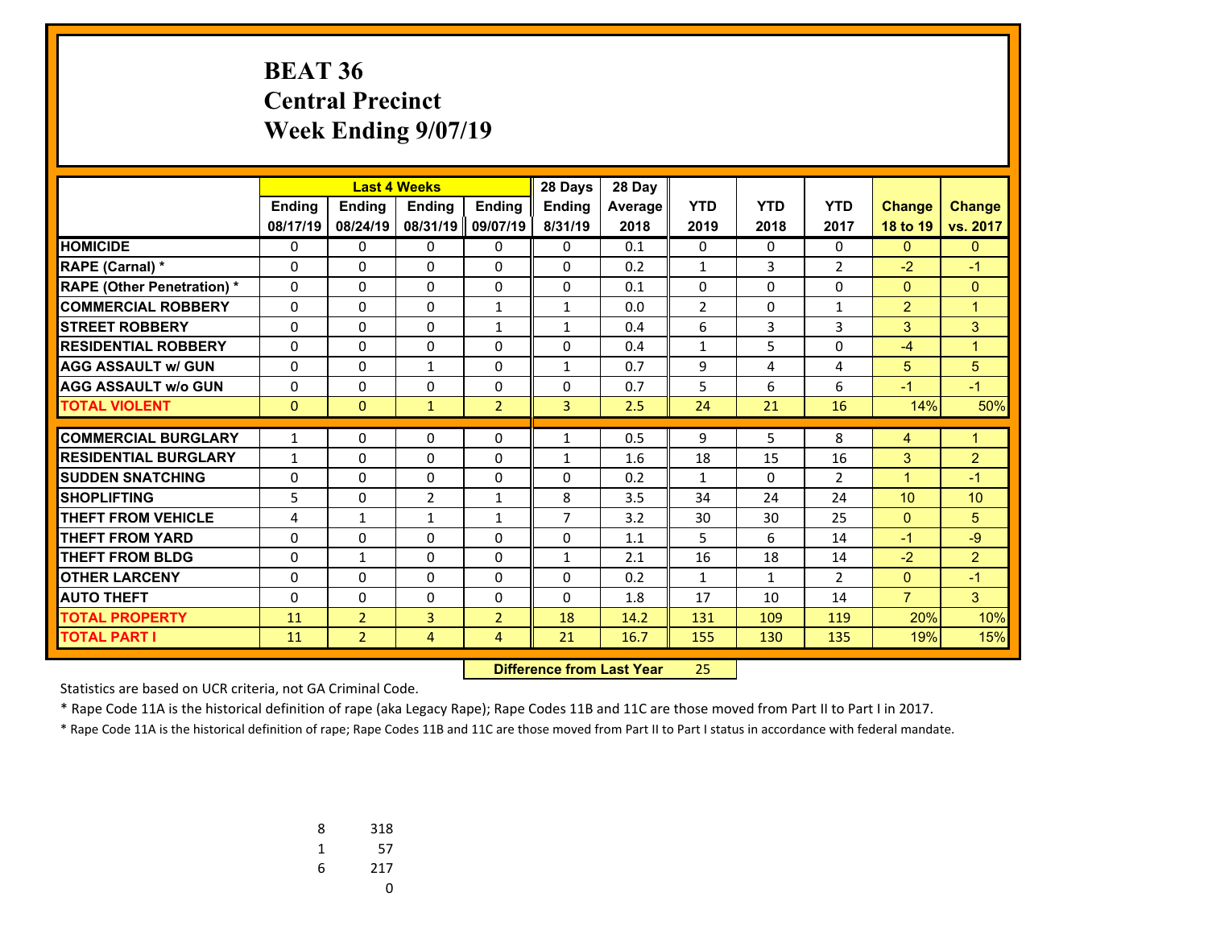# BEAT 36
## Central Precinct
## Week Ending 9/07/19

| | Last 4 Weeks | | | | 28 Days | 28 Day | | | | | |
|---|---|---|---|---|---|---|---|---|---|---|---|
| | Ending 08/17/19 | Ending 08/24/19 | Ending 08/31/19 | Ending 09/07/19 | Ending 8/31/19 | Average 2018 | YTD 2019 | YTD 2018 | YTD 2017 | Change 18 to 19 | Change vs. 2017 |
| HOMICIDE | 0 | 0 | 0 | 0 | 0 | 0.1 | 0 | 0 | 0 | 0 | 0 |
| RAPE (Carnal) * | 0 | 0 | 0 | 0 | 0 | 0.2 | 1 | 3 | 2 | -2 | -1 |
| RAPE (Other Penetration) * | 0 | 0 | 0 | 0 | 0 | 0.1 | 0 | 0 | 0 | 0 | 0 |
| COMMERCIAL ROBBERY | 0 | 0 | 0 | 1 | 1 | 0.0 | 2 | 0 | 1 | 2 | 1 |
| STREET ROBBERY | 0 | 0 | 0 | 1 | 1 | 0.4 | 6 | 3 | 3 | 3 | 3 |
| RESIDENTIAL ROBBERY | 0 | 0 | 0 | 0 | 0 | 0.4 | 1 | 5 | 0 | -4 | 1 |
| AGG ASSAULT w/ GUN | 0 | 0 | 1 | 0 | 1 | 0.7 | 9 | 4 | 4 | 5 | 5 |
| AGG ASSAULT w/o GUN | 0 | 0 | 0 | 0 | 0 | 0.7 | 5 | 6 | 6 | -1 | -1 |
| TOTAL VIOLENT | 0 | 0 | 1 | 2 | 3 | 2.5 | 24 | 21 | 16 | 14% | 50% |
| COMMERCIAL BURGLARY | 1 | 0 | 0 | 0 | 1 | 0.5 | 9 | 5 | 8 | 4 | 1 |
| RESIDENTIAL BURGLARY | 1 | 0 | 0 | 0 | 1 | 1.6 | 18 | 15 | 16 | 3 | 2 |
| SUDDEN SNATCHING | 0 | 0 | 0 | 0 | 0 | 0.2 | 1 | 0 | 2 | 1 | -1 |
| SHOPLIFTING | 5 | 0 | 2 | 1 | 8 | 3.5 | 34 | 24 | 24 | 10 | 10 |
| THEFT FROM VEHICLE | 4 | 1 | 1 | 1 | 7 | 3.2 | 30 | 30 | 25 | 0 | 5 |
| THEFT FROM YARD | 0 | 0 | 0 | 0 | 0 | 1.1 | 5 | 6 | 14 | -1 | -9 |
| THEFT FROM BLDG | 0 | 1 | 0 | 0 | 1 | 2.1 | 16 | 18 | 14 | -2 | 2 |
| OTHER LARCENY | 0 | 0 | 0 | 0 | 0 | 0.2 | 1 | 1 | 2 | 0 | -1 |
| AUTO THEFT | 0 | 0 | 0 | 0 | 0 | 1.8 | 17 | 10 | 14 | 7 | 3 |
| TOTAL PROPERTY | 11 | 2 | 3 | 2 | 18 | 14.2 | 131 | 109 | 119 | 20% | 10% |
| TOTAL PART I | 11 | 2 | 4 | 4 | 21 | 16.7 | 155 | 130 | 135 | 19% | 15% |

**Difference from Last Year** 25

Statistics are based on UCR criteria, not GA Criminal Code.

* Rape Code 11A is the historical definition of rape (aka Legacy Rape); Rape Codes 11B and 11C are those moved from Part II to Part I in 2017.

* Rape Code 11A is the historical definition of rape; Rape Codes 11B and 11C are those moved from Part II to Part I status in accordance with federal mandate.

| | |
|---|---|
| 8 | 318 |
| 1 | 57 |
| 6 | 217 |
| | 0 |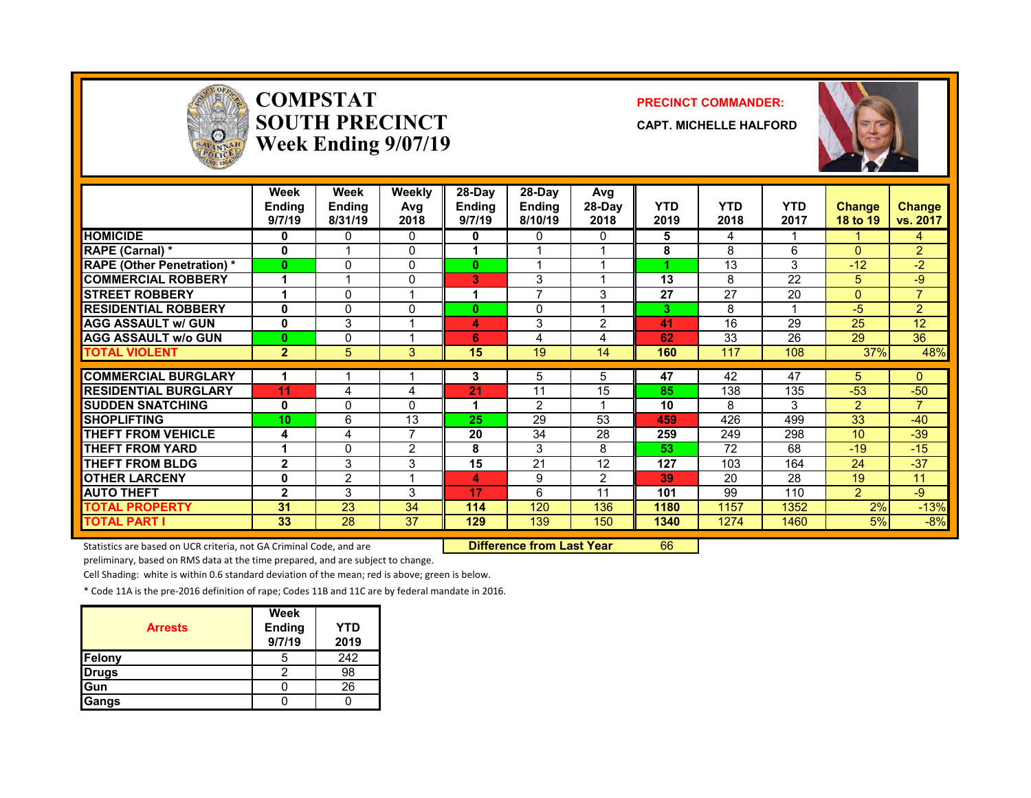# COMPSTAT SOUTH PRECINCT Week Ending 9/07/19

**PRECINCT COMMANDER:**

**CAPT. MICHELLE HALFORD**

| | Week Ending 9/7/19 | Week Ending 8/31/19 | Weekly Avg 2018 | 28-Day Ending 9/7/19 | 28-Day Ending 8/10/19 | Avg 28-Day 2018 | YTD 2019 | YTD 2018 | YTD 2017 | Change 18 to 19 | Change vs. 2017 |
|---|---|---|---|---|---|---|---|---|---|---|---|
| HOMICIDE | 0 | 0 | 0 | 0 | 0 | 0 | 5 | 4 | 1 | 1 | 4 |
| RAPE (Carnal) * | 0 | 1 | 0 | 1 | 1 | 1 | 8 | 8 | 6 | 0 | 2 |
| RAPE (Other Penetration) * | 0 | 0 | 0 | 0 | 1 | 1 | 1 | 13 | 3 | -12 | -2 |
| COMMERCIAL ROBBERY | 1 | 1 | 0 | 3 | 3 | 1 | 13 | 8 | 22 | 5 | -9 |
| STREET ROBBERY | 1 | 0 | 1 | 1 | 7 | 3 | 27 | 27 | 20 | 0 | 7 |
| RESIDENTIAL ROBBERY | 0 | 0 | 0 | 0 | 0 | 1 | 3 | 8 | 1 | -5 | 2 |
| AGG ASSAULT w/ GUN | 0 | 3 | 1 | 4 | 3 | 2 | 41 | 16 | 29 | 25 | 12 |
| AGG ASSAULT w/o GUN | 0 | 0 | 1 | 6 | 4 | 4 | 62 | 33 | 26 | 29 | 36 |
| TOTAL VIOLENT | 2 | 5 | 3 | 15 | 19 | 14 | 160 | 117 | 108 | 37% | 48% |
| COMMERCIAL BURGLARY | 1 | 1 | 1 | 3 | 5 | 5 | 47 | 42 | 47 | 5 | 0 |
| RESIDENTIAL BURGLARY | 11 | 4 | 4 | 21 | 11 | 15 | 85 | 138 | 135 | -53 | -50 |
| SUDDEN SNATCHING | 0 | 0 | 0 | 1 | 2 | 1 | 10 | 8 | 3 | 2 | 7 |
| SHOPLIFTING | 10 | 6 | 13 | 25 | 29 | 53 | 459 | 426 | 499 | 33 | -40 |
| THEFT FROM VEHICLE | 4 | 4 | 7 | 20 | 34 | 28 | 259 | 249 | 298 | 10 | -39 |
| THEFT FROM YARD | 1 | 0 | 2 | 8 | 3 | 8 | 53 | 72 | 68 | -19 | -15 |
| THEFT FROM BLDG | 2 | 3 | 3 | 15 | 21 | 12 | 127 | 103 | 164 | 24 | -37 |
| OTHER LARCENY | 0 | 2 | 1 | 4 | 9 | 2 | 39 | 20 | 28 | 19 | 11 |
| AUTO THEFT | 2 | 3 | 3 | 17 | 6 | 11 | 101 | 99 | 110 | 2 | -9 |
| TOTAL PROPERTY | 31 | 23 | 34 | 114 | 120 | 136 | 1180 | 1157 | 1352 | 2% | -13% |
| TOTAL PART I | 33 | 28 | 37 | 129 | 139 | 150 | 1340 | 1274 | 1460 | 5% | -8% |

**Difference from Last Year** 66

Statistics are based on UCR criteria, not GA Criminal Code, and are preliminary, based on RMS data at the time prepared, and are subject to change.

Cell Shading: white is within 0.6 standard deviation of the mean; red is above; green is below.

* Code 11A is the pre-2016 definition of rape; Codes 11B and 11C are by federal mandate in 2016.

| Arrests | Week Ending 9/7/19 | YTD 2019 |
|---|---|---|
| Felony | 5 | 242 |
| Drugs | 2 | 98 |
| Gun | 0 | 26 |
| Gangs | 0 | 0 |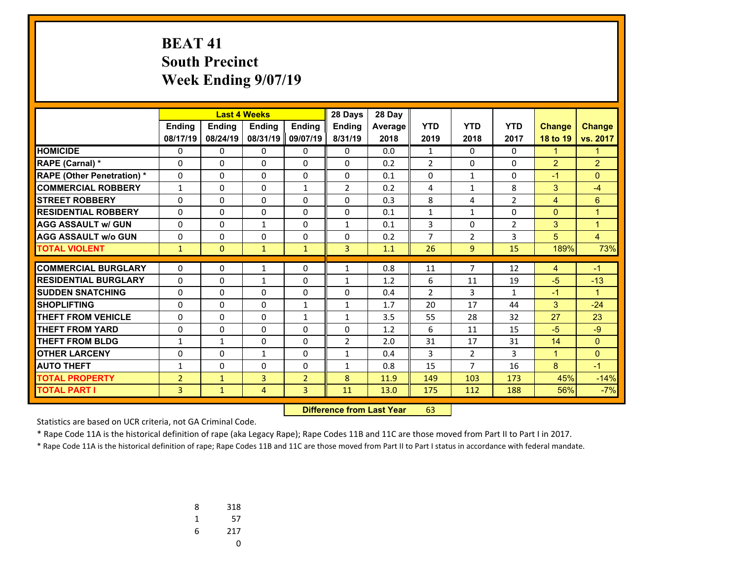# BEAT 41
## South Precinct
## Week Ending 9/07/19

| | Last 4 Weeks | | | | 28 Days | 28 Day | | | | | |
|---|---|---|---|---|---|---|---|---|---|---|---|
| | Ending 08/17/19 | Ending 08/24/19 | Ending 08/31/19 | Ending 09/07/19 | Ending 8/31/19 | Average 2018 | YTD 2019 | YTD 2018 | YTD 2017 | Change 18 to 19 | Change vs. 2017 |
| HOMICIDE | 0 | 0 | 0 | 0 | 0 | 0.0 | 1 | 0 | 0 | 1 | 1 |
| RAPE (Carnal) * | 0 | 0 | 0 | 0 | 0 | 0.2 | 2 | 0 | 0 | 2 | 2 |
| RAPE (Other Penetration) * | 0 | 0 | 0 | 0 | 0 | 0.1 | 0 | 1 | 0 | -1 | 0 |
| COMMERCIAL ROBBERY | 1 | 0 | 0 | 1 | 2 | 0.2 | 4 | 1 | 8 | 3 | -4 |
| STREET ROBBERY | 0 | 0 | 0 | 0 | 0 | 0.3 | 8 | 4 | 2 | 4 | 6 |
| RESIDENTIAL ROBBERY | 0 | 0 | 0 | 0 | 0 | 0.1 | 1 | 1 | 0 | 0 | 1 |
| AGG ASSAULT w/ GUN | 0 | 0 | 1 | 0 | 1 | 0.1 | 3 | 0 | 2 | 3 | 1 |
| AGG ASSAULT w/o GUN | 0 | 0 | 0 | 0 | 0 | 0.2 | 7 | 2 | 3 | 5 | 4 |
| TOTAL VIOLENT | 1 | 0 | 1 | 1 | 3 | 1.1 | 26 | 9 | 15 | 189% | 73% |
| COMMERCIAL BURGLARY | 0 | 0 | 1 | 0 | 1 | 0.8 | 11 | 7 | 12 | 4 | -1 |
| RESIDENTIAL BURGLARY | 0 | 0 | 1 | 0 | 1 | 1.2 | 6 | 11 | 19 | -5 | -13 |
| SUDDEN SNATCHING | 0 | 0 | 0 | 0 | 0 | 0.4 | 2 | 3 | 1 | -1 | 1 |
| SHOPLIFTING | 0 | 0 | 0 | 1 | 1 | 1.7 | 20 | 17 | 44 | 3 | -24 |
| THEFT FROM VEHICLE | 0 | 0 | 0 | 1 | 1 | 3.5 | 55 | 28 | 32 | 27 | 23 |
| THEFT FROM YARD | 0 | 0 | 0 | 0 | 0 | 1.2 | 6 | 11 | 15 | -5 | -9 |
| THEFT FROM BLDG | 1 | 1 | 0 | 0 | 2 | 2.0 | 31 | 17 | 31 | 14 | 0 |
| OTHER LARCENY | 0 | 0 | 1 | 0 | 1 | 0.4 | 3 | 2 | 3 | 1 | 0 |
| AUTO THEFT | 1 | 0 | 0 | 0 | 1 | 0.8 | 15 | 7 | 16 | 8 | -1 |
| TOTAL PROPERTY | 2 | 1 | 3 | 2 | 8 | 11.9 | 149 | 103 | 173 | 45% | -14% |
| TOTAL PART I | 3 | 1 | 4 | 3 | 11 | 13.0 | 175 | 112 | 188 | 56% | -7% |

**Difference from Last Year** 63

Statistics are based on UCR criteria, not GA Criminal Code.

* Rape Code 11A is the historical definition of rape (aka Legacy Rape); Rape Codes 11B and 11C are those moved from Part II to Part I in 2017.

* Rape Code 11A is the historical definition of rape; Rape Codes 11B and 11C are those moved from Part II to Part I status in accordance with federal mandate.

| | |
|---|---|
| 8 | 318 |
| 1 | 57 |
| 6 | 217 |
| | 0 |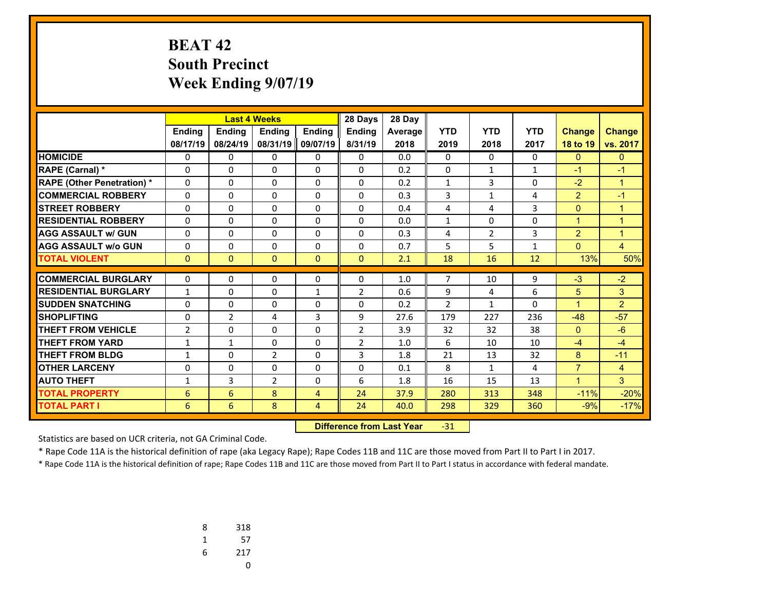# BEAT 42
## South Precinct
## Week Ending 9/07/19

| | Last 4 Weeks | | | | 28 Days | 28 Day | | | | | |
|---|---|---|---|---|---|---|---|---|---|---|---|
| | Ending 08/17/19 | Ending 08/24/19 | Ending 08/31/19 | Ending 09/07/19 | Ending 8/31/19 | Average 2018 | YTD 2019 | YTD 2018 | YTD 2017 | Change 18 to 19 | Change vs. 2017 |
| **HOMICIDE** | 0 | 0 | 0 | 0 | 0 | 0.0 | 0 | 0 | 0 | 0 | 0 |
| **RAPE (Carnal) *** | 0 | 0 | 0 | 0 | 0 | 0.2 | 0 | 1 | 1 | -1 | -1 |
| **RAPE (Other Penetration) *** | 0 | 0 | 0 | 0 | 0 | 0.2 | 1 | 3 | 0 | -2 | 1 |
| **COMMERCIAL ROBBERY** | 0 | 0 | 0 | 0 | 0 | 0.3 | 3 | 1 | 4 | 2 | -1 |
| **STREET ROBBERY** | 0 | 0 | 0 | 0 | 0 | 0.4 | 4 | 4 | 3 | 0 | 1 |
| **RESIDENTIAL ROBBERY** | 0 | 0 | 0 | 0 | 0 | 0.0 | 1 | 0 | 0 | 1 | 1 |
| **AGG ASSAULT w/ GUN** | 0 | 0 | 0 | 0 | 0 | 0.3 | 4 | 2 | 3 | 2 | 1 |
| **AGG ASSAULT w/o GUN** | 0 | 0 | 0 | 0 | 0 | 0.7 | 5 | 5 | 1 | 0 | 4 |
| **TOTAL VIOLENT** | 0 | 0 | 0 | 0 | 0 | 2.1 | 18 | 16 | 12 | 13% | 50% |
| **COMMERCIAL BURGLARY** | 0 | 0 | 0 | 0 | 0 | 1.0 | 7 | 10 | 9 | -3 | -2 |
| **RESIDENTIAL BURGLARY** | 1 | 0 | 0 | 1 | 2 | 0.6 | 9 | 4 | 6 | 5 | 3 |
| **SUDDEN SNATCHING** | 0 | 0 | 0 | 0 | 0 | 0.2 | 2 | 1 | 0 | 1 | 2 |
| **SHOPLIFTING** | 0 | 2 | 4 | 3 | 9 | 27.6 | 179 | 227 | 236 | -48 | -57 |
| **THEFT FROM VEHICLE** | 2 | 0 | 0 | 0 | 2 | 3.9 | 32 | 32 | 38 | 0 | -6 |
| **THEFT FROM YARD** | 1 | 1 | 0 | 0 | 2 | 1.0 | 6 | 10 | 10 | -4 | -4 |
| **THEFT FROM BLDG** | 1 | 0 | 2 | 0 | 3 | 1.8 | 21 | 13 | 32 | 8 | -11 |
| **OTHER LARCENY** | 0 | 0 | 0 | 0 | 0 | 0.1 | 8 | 1 | 4 | 7 | 4 |
| **AUTO THEFT** | 1 | 3 | 2 | 0 | 6 | 1.8 | 16 | 15 | 13 | 1 | 3 |
| **TOTAL PROPERTY** | 6 | 6 | 8 | 4 | 24 | 37.9 | 280 | 313 | 348 | -11% | -20% |
| **TOTAL PART I** | 6 | 6 | 8 | 4 | 24 | 40.0 | 298 | 329 | 360 | -9% | -17% |

**Difference from Last Year** -31

Statistics are based on UCR criteria, not GA Criminal Code.

* Rape Code 11A is the historical definition of rape (aka Legacy Rape); Rape Codes 11B and 11C are those moved from Part II to Part I in 2017.

* Rape Code 11A is the historical definition of rape; Rape Codes 11B and 11C are those moved from Part II to Part I status in accordance with federal mandate.

| | |
|---|---|
| 8 | 318 |
| 1 | 57 |
| 6 | 217 |
| | 0 |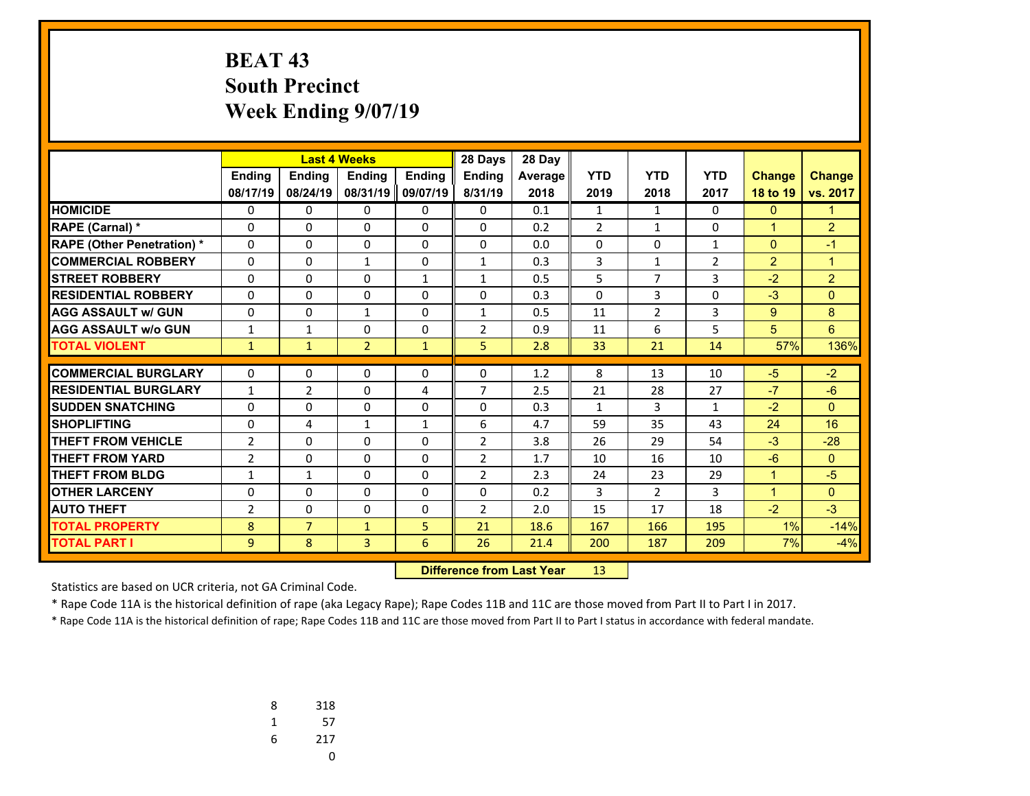# BEAT 43
## South Precinct
## Week Ending 9/07/19

| | Last 4 Weeks | | | | 28 Days | 28 Day | | | | | |
|---|---|---|---|---|---|---|---|---|---|---|---|
| | Ending 08/17/19 | Ending 08/24/19 | Ending 08/31/19 | Ending 09/07/19 | Ending 8/31/19 | Average 2018 | YTD 2019 | YTD 2018 | YTD 2017 | Change 18 to 19 | Change vs. 2017 |
| HOMICIDE | 0 | 0 | 0 | 0 | 0 | 0.1 | 1 | 1 | 0 | 0 | 1 |
| RAPE (Carnal) * | 0 | 0 | 0 | 0 | 0 | 0.2 | 2 | 1 | 0 | 1 | 2 |
| RAPE (Other Penetration) * | 0 | 0 | 0 | 0 | 0 | 0.0 | 0 | 0 | 1 | 0 | -1 |
| COMMERCIAL ROBBERY | 0 | 0 | 1 | 0 | 1 | 0.3 | 3 | 1 | 2 | 2 | 1 |
| STREET ROBBERY | 0 | 0 | 0 | 1 | 1 | 0.5 | 5 | 7 | 3 | -2 | 2 |
| RESIDENTIAL ROBBERY | 0 | 0 | 0 | 0 | 0 | 0.3 | 0 | 3 | 0 | -3 | 0 |
| AGG ASSAULT w/ GUN | 0 | 0 | 1 | 0 | 1 | 0.5 | 11 | 2 | 3 | 9 | 8 |
| AGG ASSAULT w/o GUN | 1 | 1 | 0 | 0 | 2 | 0.9 | 11 | 6 | 5 | 5 | 6 |
| TOTAL VIOLENT | 1 | 1 | 2 | 1 | 5 | 2.8 | 33 | 21 | 14 | 57% | 136% |
| COMMERCIAL BURGLARY | 0 | 0 | 0 | 0 | 0 | 1.2 | 8 | 13 | 10 | -5 | -2 |
| RESIDENTIAL BURGLARY | 1 | 2 | 0 | 4 | 7 | 2.5 | 21 | 28 | 27 | -7 | -6 |
| SUDDEN SNATCHING | 0 | 0 | 0 | 0 | 0 | 0.3 | 1 | 3 | 1 | -2 | 0 |
| SHOPLIFTING | 0 | 4 | 1 | 1 | 6 | 4.7 | 59 | 35 | 43 | 24 | 16 |
| THEFT FROM VEHICLE | 2 | 0 | 0 | 0 | 2 | 3.8 | 26 | 29 | 54 | -3 | -28 |
| THEFT FROM YARD | 2 | 0 | 0 | 0 | 2 | 1.7 | 10 | 16 | 10 | -6 | 0 |
| THEFT FROM BLDG | 1 | 1 | 0 | 0 | 2 | 2.3 | 24 | 23 | 29 | 1 | -5 |
| OTHER LARCENY | 0 | 0 | 0 | 0 | 0 | 0.2 | 3 | 2 | 3 | 1 | 0 |
| AUTO THEFT | 2 | 0 | 0 | 0 | 2 | 2.0 | 15 | 17 | 18 | -2 | -3 |
| TOTAL PROPERTY | 8 | 7 | 1 | 5 | 21 | 18.6 | 167 | 166 | 195 | 1% | -14% |
| TOTAL PART I | 9 | 8 | 3 | 6 | 26 | 21.4 | 200 | 187 | 209 | 7% | -4% |

**Difference from Last Year** 13

Statistics are based on UCR criteria, not GA Criminal Code.

* Rape Code 11A is the historical definition of rape (aka Legacy Rape); Rape Codes 11B and 11C are those moved from Part II to Part I in 2017.

* Rape Code 11A is the historical definition of rape; Rape Codes 11B and 11C are those moved from Part II to Part I status in accordance with federal mandate.

| | |
|---|---|
| 8 | 318 |
| 1 | 57 |
| 6 | 217 |
| | 0 |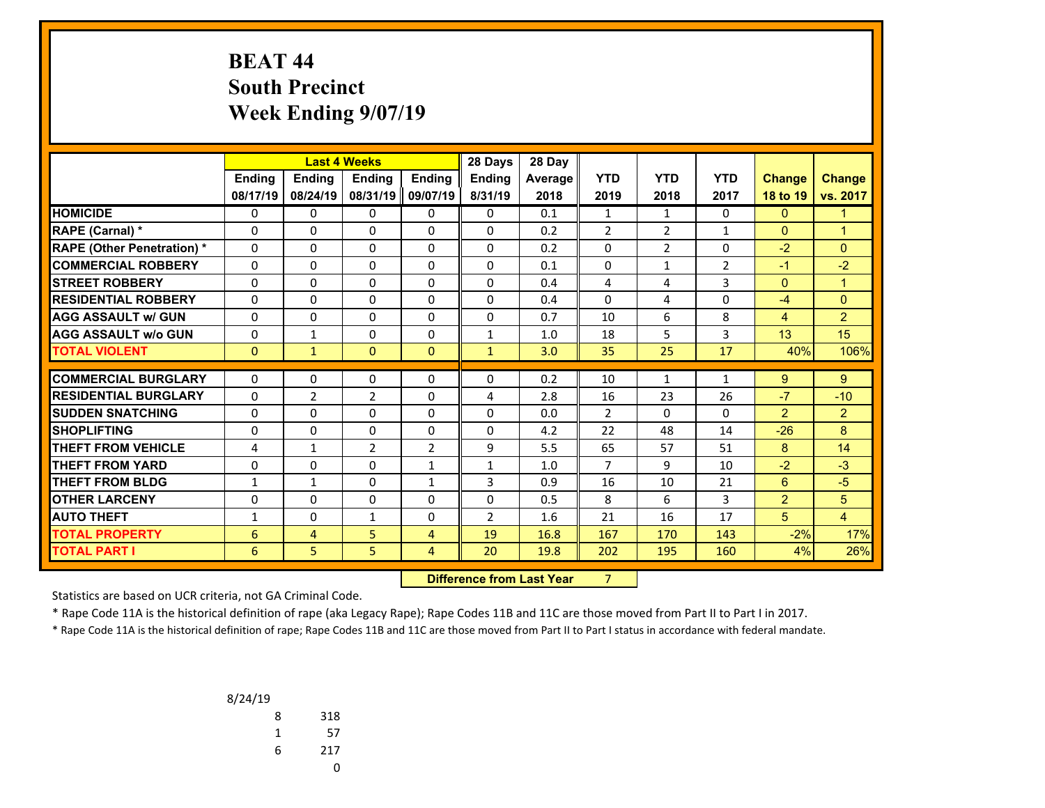# BEAT 44
# South Precinct
# Week Ending 9/07/19

| | Last 4 Weeks | | | | 28 Days | 28 Day | | | | | |
|---|---|---|---|---|---|---|---|---|---|---|---|
| | Ending 08/17/19 | Ending 08/24/19 | Ending 08/31/19 | Ending 09/07/19 | Ending 8/31/19 | Average 2018 | YTD 2019 | YTD 2018 | YTD 2017 | Change 18 to 19 | Change vs. 2017 |
| **HOMICIDE** | 0 | 0 | 0 | 0 | 0 | 0.1 | 1 | 1 | 0 | 0 | 1 |
| **RAPE (Carnal) *** | 0 | 0 | 0 | 0 | 0 | 0.2 | 2 | 2 | 1 | 0 | 1 |
| **RAPE (Other Penetration) *** | 0 | 0 | 0 | 0 | 0 | 0.2 | 0 | 2 | 0 | -2 | 0 |
| **COMMERCIAL ROBBERY** | 0 | 0 | 0 | 0 | 0 | 0.1 | 0 | 1 | 2 | -1 | -2 |
| **STREET ROBBERY** | 0 | 0 | 0 | 0 | 0 | 0.4 | 4 | 4 | 3 | 0 | 1 |
| **RESIDENTIAL ROBBERY** | 0 | 0 | 0 | 0 | 0 | 0.4 | 0 | 4 | 0 | -4 | 0 |
| **AGG ASSAULT w/ GUN** | 0 | 0 | 0 | 0 | 0 | 0.7 | 10 | 6 | 8 | 4 | 2 |
| **AGG ASSAULT w/o GUN** | 0 | 1 | 0 | 0 | 1 | 1.0 | 18 | 5 | 3 | 13 | 15 |
| **TOTAL VIOLENT** | 0 | 1 | 0 | 0 | 1 | 3.0 | 35 | 25 | 17 | 40% | 106% |
| **COMMERCIAL BURGLARY** | 0 | 0 | 0 | 0 | 0 | 0.2 | 10 | 1 | 1 | 9 | 9 |
| **RESIDENTIAL BURGLARY** | 0 | 2 | 2 | 0 | 4 | 2.8 | 16 | 23 | 26 | -7 | -10 |
| **SUDDEN SNATCHING** | 0 | 0 | 0 | 0 | 0 | 0.0 | 2 | 0 | 0 | 2 | 2 |
| **SHOPLIFTING** | 0 | 0 | 0 | 0 | 0 | 4.2 | 22 | 48 | 14 | -26 | 8 |
| **THEFT FROM VEHICLE** | 4 | 1 | 2 | 2 | 9 | 5.5 | 65 | 57 | 51 | 8 | 14 |
| **THEFT FROM YARD** | 0 | 0 | 0 | 1 | 1 | 1.0 | 7 | 9 | 10 | -2 | -3 |
| **THEFT FROM BLDG** | 1 | 1 | 0 | 1 | 3 | 0.9 | 16 | 10 | 21 | 6 | -5 |
| **OTHER LARCENY** | 0 | 0 | 0 | 0 | 0 | 0.5 | 8 | 6 | 3 | 2 | 5 |
| **AUTO THEFT** | 1 | 0 | 1 | 0 | 2 | 1.6 | 21 | 16 | 17 | 5 | 4 |
| **TOTAL PROPERTY** | 6 | 4 | 5 | 4 | 19 | 16.8 | 167 | 170 | 143 | -2% | 17% |
| **TOTAL PART I** | 6 | 5 | 5 | 4 | 20 | 19.8 | 202 | 195 | 160 | 4% | 26% |

**Difference from Last Year** 7

Statistics are based on UCR criteria, not GA Criminal Code.

* Rape Code 11A is the historical definition of rape (aka Legacy Rape); Rape Codes 11B and 11C are those moved from Part II to Part I in 2017.

* Rape Code 11A is the historical definition of rape; Rape Codes 11B and 11C are those moved from Part II to Part I status in accordance with federal mandate.

| 8/24/19 | |
|---|---|
| 8 | 318 |
| 1 | 57 |
| 6 | 217 |
| | 0 |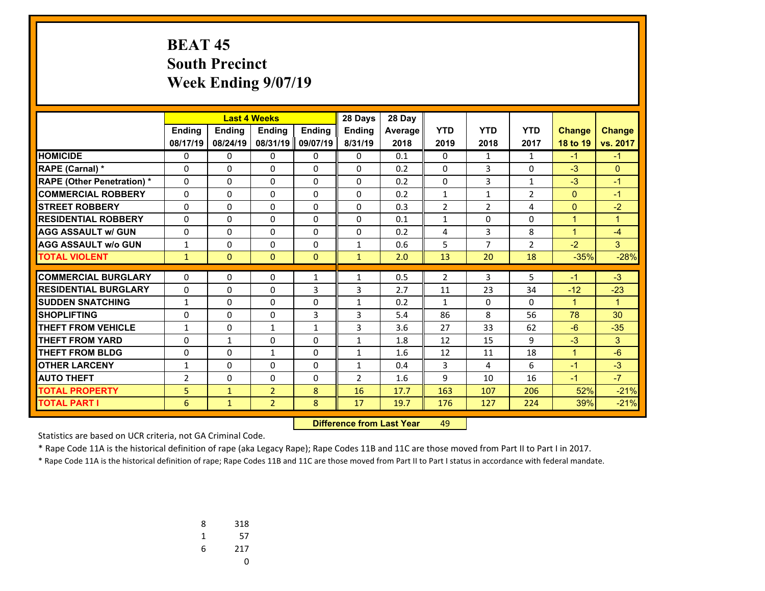# BEAT 45
## South Precinct
## Week Ending 9/07/19

| | Last 4 Weeks | | | | 28 Days | 28 Day | | | | | |
|---|---|---|---|---|---|---|---|---|---|---|---|
| | Ending 08/17/19 | Ending 08/24/19 | Ending 08/31/19 | Ending 09/07/19 | Ending 8/31/19 | Average 2018 | YTD 2019 | YTD 2018 | YTD 2017 | Change 18 to 19 | Change vs. 2017 |
| HOMICIDE | 0 | 0 | 0 | 0 | 0 | 0.1 | 0 | 1 | 1 | -1 | -1 |
| RAPE (Carnal) * | 0 | 0 | 0 | 0 | 0 | 0.2 | 0 | 3 | 0 | -3 | 0 |
| RAPE (Other Penetration) * | 0 | 0 | 0 | 0 | 0 | 0.2 | 0 | 3 | 1 | -3 | -1 |
| COMMERCIAL ROBBERY | 0 | 0 | 0 | 0 | 0 | 0.2 | 1 | 1 | 2 | 0 | -1 |
| STREET ROBBERY | 0 | 0 | 0 | 0 | 0 | 0.3 | 2 | 2 | 4 | 0 | -2 |
| RESIDENTIAL ROBBERY | 0 | 0 | 0 | 0 | 0 | 0.1 | 1 | 0 | 0 | 1 | 1 |
| AGG ASSAULT w/ GUN | 0 | 0 | 0 | 0 | 0 | 0.2 | 4 | 3 | 8 | 1 | -4 |
| AGG ASSAULT w/o GUN | 1 | 0 | 0 | 0 | 1 | 0.6 | 5 | 7 | 2 | -2 | 3 |
| TOTAL VIOLENT | 1 | 0 | 0 | 0 | 1 | 2.0 | 13 | 20 | 18 | -35% | -28% |
| COMMERCIAL BURGLARY | 0 | 0 | 0 | 1 | 1 | 0.5 | 2 | 3 | 5 | -1 | -3 |
| RESIDENTIAL BURGLARY | 0 | 0 | 0 | 3 | 3 | 2.7 | 11 | 23 | 34 | -12 | -23 |
| SUDDEN SNATCHING | 1 | 0 | 0 | 0 | 1 | 0.2 | 1 | 0 | 0 | 1 | 1 |
| SHOPLIFTING | 0 | 0 | 0 | 3 | 3 | 5.4 | 86 | 8 | 56 | 78 | 30 |
| THEFT FROM VEHICLE | 1 | 0 | 1 | 1 | 3 | 3.6 | 27 | 33 | 62 | -6 | -35 |
| THEFT FROM YARD | 0 | 1 | 0 | 0 | 1 | 1.8 | 12 | 15 | 9 | -3 | 3 |
| THEFT FROM BLDG | 0 | 0 | 1 | 0 | 1 | 1.6 | 12 | 11 | 18 | 1 | -6 |
| OTHER LARCENY | 1 | 0 | 0 | 0 | 1 | 0.4 | 3 | 4 | 6 | -1 | -3 |
| AUTO THEFT | 2 | 0 | 0 | 0 | 2 | 1.6 | 9 | 10 | 16 | -1 | -7 |
| TOTAL PROPERTY | 5 | 1 | 2 | 8 | 16 | 17.7 | 163 | 107 | 206 | 52% | -21% |
| TOTAL PART I | 6 | 1 | 2 | 8 | 17 | 19.7 | 176 | 127 | 224 | 39% | -21% |

**Difference from Last Year** 49

Statistics are based on UCR criteria, not GA Criminal Code.

* Rape Code 11A is the historical definition of rape (aka Legacy Rape); Rape Codes 11B and 11C are those moved from Part II to Part I in 2017.

* Rape Code 11A is the historical definition of rape; Rape Codes 11B and 11C are those moved from Part II to Part I status in accordance with federal mandate.

| | |
|---|---|
| 8 | 318 |
| 1 | 57 |
| 6 | 217 |
| | 0 |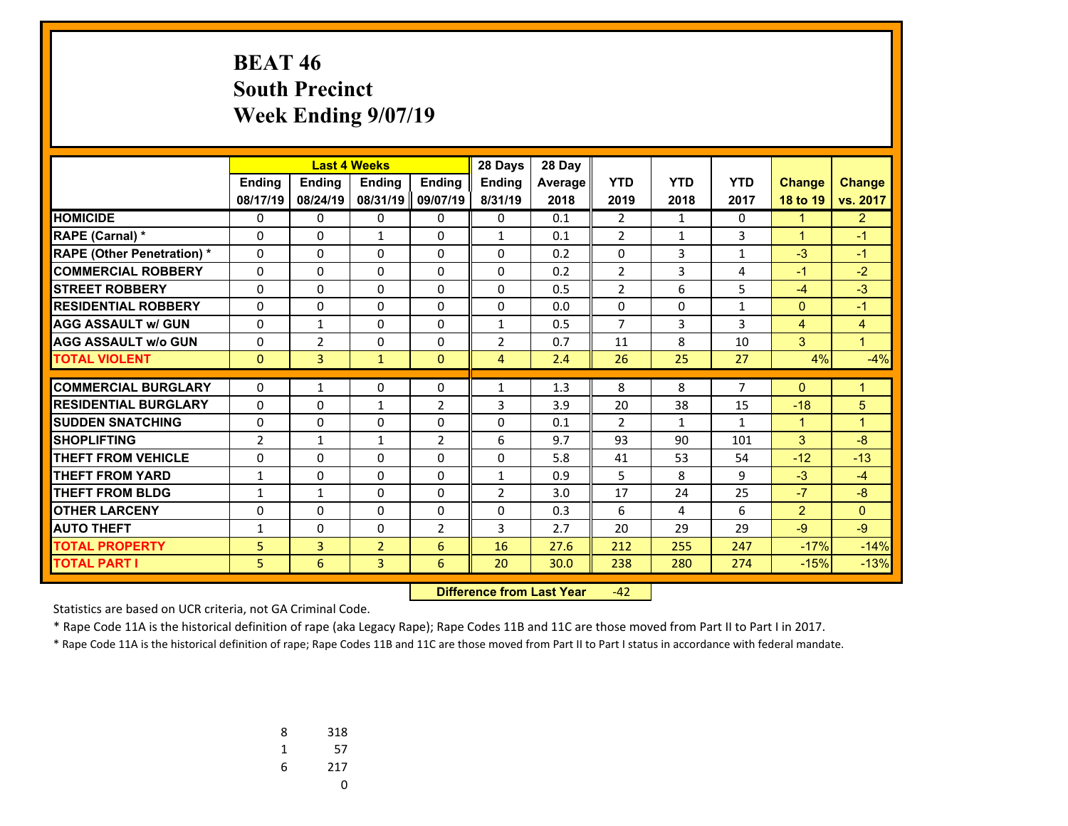# BEAT 46
## South Precinct
## Week Ending 9/07/19

| | Last 4 Weeks | | | | 28 Days | 28 Day | | | | | |
|---|---|---|---|---|---|---|---|---|---|---|---|
| | Ending 08/17/19 | Ending 08/24/19 | Ending 08/31/19 | Ending 09/07/19 | Ending 8/31/19 | Average 2018 | YTD 2019 | YTD 2018 | YTD 2017 | Change 18 to 19 | Change vs. 2017 |
| HOMICIDE | 0 | 0 | 0 | 0 | 0 | 0.1 | 2 | 1 | 0 | 1 | 2 |
| RAPE (Carnal) * | 0 | 0 | 1 | 0 | 1 | 0.1 | 2 | 1 | 3 | 1 | -1 |
| RAPE (Other Penetration) * | 0 | 0 | 0 | 0 | 0 | 0.2 | 0 | 3 | 1 | -3 | -1 |
| COMMERCIAL ROBBERY | 0 | 0 | 0 | 0 | 0 | 0.2 | 2 | 3 | 4 | -1 | -2 |
| STREET ROBBERY | 0 | 0 | 0 | 0 | 0 | 0.5 | 2 | 6 | 5 | -4 | -3 |
| RESIDENTIAL ROBBERY | 0 | 0 | 0 | 0 | 0 | 0.0 | 0 | 0 | 1 | 0 | -1 |
| AGG ASSAULT w/ GUN | 0 | 1 | 0 | 0 | 1 | 0.5 | 7 | 3 | 3 | 4 | 4 |
| AGG ASSAULT w/o GUN | 0 | 2 | 0 | 0 | 2 | 0.7 | 11 | 8 | 10 | 3 | 1 |
| TOTAL VIOLENT | 0 | 3 | 1 | 0 | 4 | 2.4 | 26 | 25 | 27 | 4% | -4% |
| COMMERCIAL BURGLARY | 0 | 1 | 0 | 0 | 1 | 1.3 | 8 | 8 | 7 | 0 | 1 |
| RESIDENTIAL BURGLARY | 0 | 0 | 1 | 2 | 3 | 3.9 | 20 | 38 | 15 | -18 | 5 |
| SUDDEN SNATCHING | 0 | 0 | 0 | 0 | 0 | 0.1 | 2 | 1 | 1 | 1 | 1 |
| SHOPLIFTING | 2 | 1 | 1 | 2 | 6 | 9.7 | 93 | 90 | 101 | 3 | -8 |
| THEFT FROM VEHICLE | 0 | 0 | 0 | 0 | 0 | 5.8 | 41 | 53 | 54 | -12 | -13 |
| THEFT FROM YARD | 1 | 0 | 0 | 0 | 1 | 0.9 | 5 | 8 | 9 | -3 | -4 |
| THEFT FROM BLDG | 1 | 1 | 0 | 0 | 2 | 3.0 | 17 | 24 | 25 | -7 | -8 |
| OTHER LARCENY | 0 | 0 | 0 | 0 | 0 | 0.3 | 6 | 4 | 6 | 2 | 0 |
| AUTO THEFT | 1 | 0 | 0 | 2 | 3 | 2.7 | 20 | 29 | 29 | -9 | -9 |
| TOTAL PROPERTY | 5 | 3 | 2 | 6 | 16 | 27.6 | 212 | 255 | 247 | -17% | -14% |
| TOTAL PART I | 5 | 6 | 3 | 6 | 20 | 30.0 | 238 | 280 | 274 | -15% | -13% |

**Difference from Last Year** -42

Statistics are based on UCR criteria, not GA Criminal Code.

* Rape Code 11A is the historical definition of rape (aka Legacy Rape); Rape Codes 11B and 11C are those moved from Part II to Part I in 2017.

* Rape Code 11A is the historical definition of rape; Rape Codes 11B and 11C are those moved from Part II to Part I status in accordance with federal mandate.

| | |
|---|---|
| 8 | 318 |
| 1 | 57 |
| 6 | 217 |
| | 0 |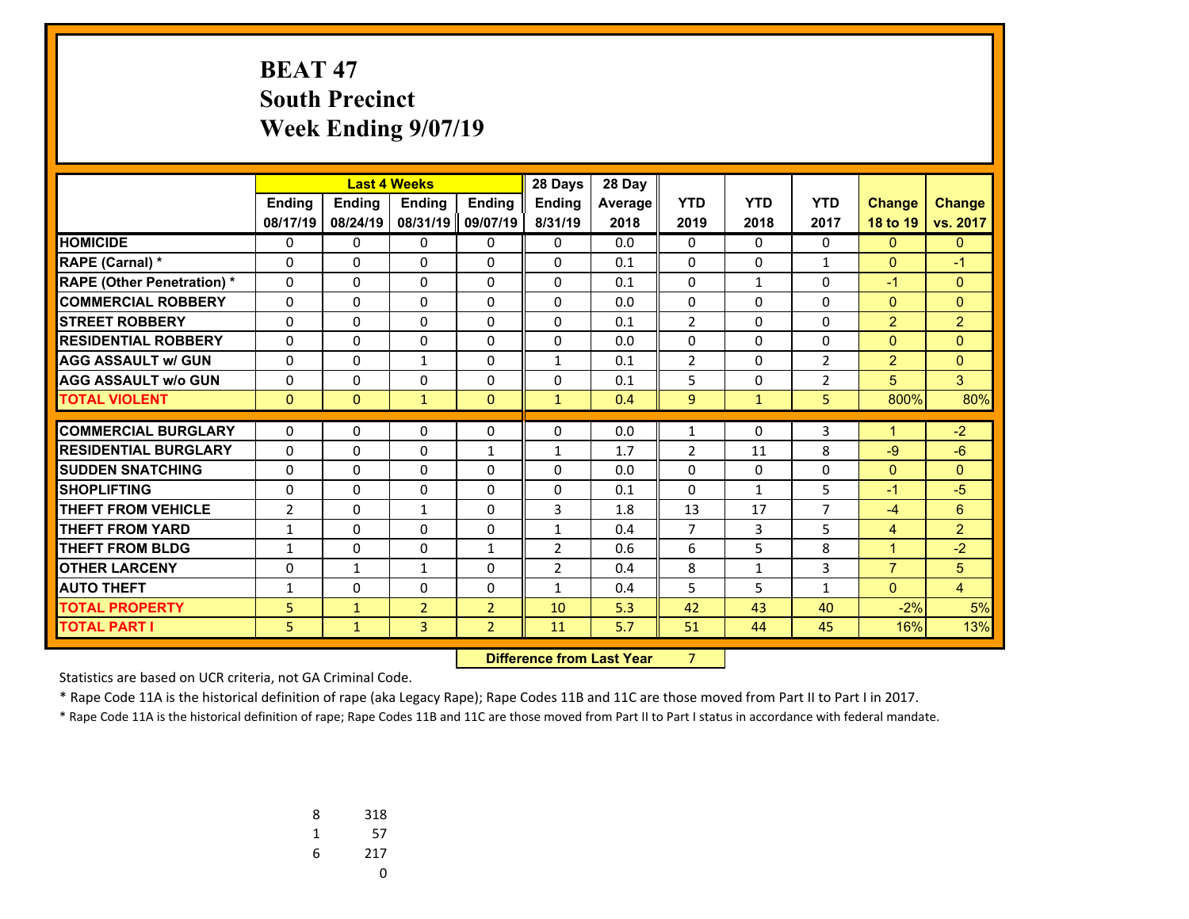# BEAT 47
## South Precinct
## Week Ending 9/07/19

| | Last 4 Weeks | | | | 28 Days | 28 Day | | | | | |
|---|---|---|---|---|---|---|---|---|---|---|---|
| | Ending 08/17/19 | Ending 08/24/19 | Ending 08/31/19 | Ending 09/07/19 | Ending 8/31/19 | Average 2018 | YTD 2019 | YTD 2018 | YTD 2017 | Change 18 to 19 | Change vs. 2017 |
| HOMICIDE | 0 | 0 | 0 | 0 | 0 | 0.0 | 0 | 0 | 0 | 0 | 0 |
| RAPE (Carnal) * | 0 | 0 | 0 | 0 | 0 | 0.1 | 0 | 0 | 1 | 0 | -1 |
| RAPE (Other Penetration) * | 0 | 0 | 0 | 0 | 0 | 0.1 | 0 | 1 | 0 | -1 | 0 |
| COMMERCIAL ROBBERY | 0 | 0 | 0 | 0 | 0 | 0.0 | 0 | 0 | 0 | 0 | 0 |
| STREET ROBBERY | 0 | 0 | 0 | 0 | 0 | 0.1 | 2 | 0 | 0 | 2 | 2 |
| RESIDENTIAL ROBBERY | 0 | 0 | 0 | 0 | 0 | 0.0 | 0 | 0 | 0 | 0 | 0 |
| AGG ASSAULT w/ GUN | 0 | 0 | 1 | 0 | 1 | 0.1 | 2 | 0 | 2 | 2 | 0 |
| AGG ASSAULT w/o GUN | 0 | 0 | 0 | 0 | 0 | 0.1 | 5 | 0 | 2 | 5 | 3 |
| TOTAL VIOLENT | 0 | 0 | 1 | 0 | 1 | 0.4 | 9 | 1 | 5 | 800% | 80% |
| COMMERCIAL BURGLARY | 0 | 0 | 0 | 0 | 0 | 0.0 | 1 | 0 | 3 | 1 | -2 |
| RESIDENTIAL BURGLARY | 0 | 0 | 0 | 1 | 1 | 1.7 | 2 | 11 | 8 | -9 | -6 |
| SUDDEN SNATCHING | 0 | 0 | 0 | 0 | 0 | 0.0 | 0 | 0 | 0 | 0 | 0 |
| SHOPLIFTING | 0 | 0 | 0 | 0 | 0 | 0.1 | 0 | 1 | 5 | -1 | -5 |
| THEFT FROM VEHICLE | 2 | 0 | 1 | 0 | 3 | 1.8 | 13 | 17 | 7 | -4 | 6 |
| THEFT FROM YARD | 1 | 0 | 0 | 0 | 1 | 0.4 | 7 | 3 | 5 | 4 | 2 |
| THEFT FROM BLDG | 1 | 0 | 0 | 1 | 2 | 0.6 | 6 | 5 | 8 | 1 | -2 |
| OTHER LARCENY | 0 | 1 | 1 | 0 | 2 | 0.4 | 8 | 1 | 3 | 7 | 5 |
| AUTO THEFT | 1 | 0 | 0 | 0 | 1 | 0.4 | 5 | 5 | 1 | 0 | 4 |
| TOTAL PROPERTY | 5 | 1 | 2 | 2 | 10 | 5.3 | 42 | 43 | 40 | -2% | 5% |
| TOTAL PART I | 5 | 1 | 3 | 2 | 11 | 5.7 | 51 | 44 | 45 | 16% | 13% |

**Difference from Last Year** 7

Statistics are based on UCR criteria, not GA Criminal Code.

* Rape Code 11A is the historical definition of rape (aka Legacy Rape); Rape Codes 11B and 11C are those moved from Part II to Part I in 2017.

* Rape Code 11A is the historical definition of rape; Rape Codes 11B and 11C are those moved from Part II to Part I status in accordance with federal mandate.

| | |
|---|---|
| 8 | 318 |
| 1 | 57 |
| 6 | 217 |
| | 0 |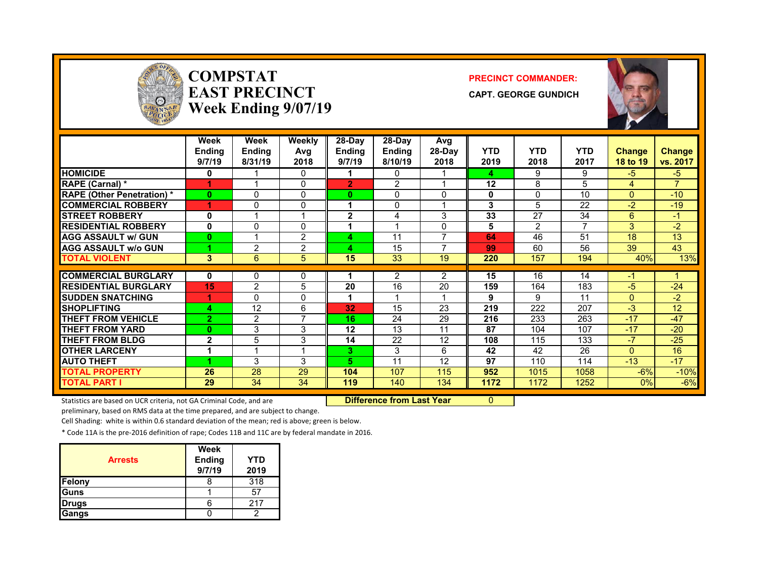# COMPSTAT
# EAST PRECINCT
## Week Ending 9/07/19

**PRECINCT COMMANDER:**

**CAPT. GEORGE GUNDICH**

| | Week Ending 9/7/19 | Week Ending 8/31/19 | Weekly Avg 2018 | 28-Day Ending 9/7/19 | 28-Day Ending 8/10/19 | Avg 28-Day 2018 | YTD 2019 | YTD 2018 | YTD 2017 | Change 18 to 19 | Change vs. 2017 |
|---|---|---|---|---|---|---|---|---|---|---|---|
| HOMICIDE | 0 | 1 | 0 | 1 | 0 | 1 | 4 | 9 | 9 | -5 | -5 |
| RAPE (Carnal) * | 1 | 1 | 0 | 2 | 2 | 1 | 12 | 8 | 5 | 4 | 7 |
| RAPE (Other Penetration) * | 0 | 0 | 0 | 0 | 0 | 0 | 0 | 0 | 10 | 0 | -10 |
| COMMERCIAL ROBBERY | 1 | 0 | 0 | 1 | 0 | 1 | 3 | 5 | 22 | -2 | -19 |
| STREET ROBBERY | 0 | 1 | 1 | 2 | 4 | 3 | 33 | 27 | 34 | 6 | -1 |
| RESIDENTIAL ROBBERY | 0 | 0 | 0 | 1 | 1 | 0 | 5 | 2 | 7 | 3 | -2 |
| AGG ASSAULT w/ GUN | 0 | 1 | 2 | 4 | 11 | 7 | 64 | 46 | 51 | 18 | 13 |
| AGG ASSAULT w/o GUN | 1 | 2 | 2 | 4 | 15 | 7 | 99 | 60 | 56 | 39 | 43 |
| TOTAL VIOLENT | 3 | 6 | 5 | 15 | 33 | 19 | 220 | 157 | 194 | 40% | 13% |
| COMMERCIAL BURGLARY | 0 | 0 | 0 | 1 | 2 | 2 | 15 | 16 | 14 | -1 | 1 |
| RESIDENTIAL BURGLARY | 15 | 2 | 5 | 20 | 16 | 20 | 159 | 164 | 183 | -5 | -24 |
| SUDDEN SNATCHING | 1 | 0 | 0 | 1 | 1 | 1 | 9 | 9 | 11 | 0 | -2 |
| SHOPLIFTING | 4 | 12 | 6 | 32 | 15 | 23 | 219 | 222 | 207 | -3 | 12 |
| THEFT FROM VEHICLE | 2 | 2 | 7 | 16 | 24 | 29 | 216 | 233 | 263 | -17 | -47 |
| THEFT FROM YARD | 0 | 3 | 3 | 12 | 13 | 11 | 87 | 104 | 107 | -17 | -20 |
| THEFT FROM BLDG | 2 | 5 | 3 | 14 | 22 | 12 | 108 | 115 | 133 | -7 | -25 |
| OTHER LARCENY | 1 | 1 | 1 | 3 | 3 | 6 | 42 | 42 | 26 | 0 | 16 |
| AUTO THEFT | 1 | 3 | 3 | 5 | 11 | 12 | 97 | 110 | 114 | -13 | -17 |
| TOTAL PROPERTY | 26 | 28 | 29 | 104 | 107 | 115 | 952 | 1015 | 1058 | -6% | -10% |
| TOTAL PART I | 29 | 34 | 34 | 119 | 140 | 134 | 1172 | 1172 | 1252 | 0% | -6% |

Statistics are based on UCR criteria, not GA Criminal Code, and are preliminary, based on RMS data at the time prepared, and are subject to change.

**Difference from Last Year** 0

Cell Shading: white is within 0.6 standard deviation of the mean; red is above; green is below.

* Code 11A is the pre-2016 definition of rape; Codes 11B and 11C are by federal mandate in 2016.

| Arrests | Week Ending 9/7/19 | YTD 2019 |
|---|---|---|
| Felony | 8 | 318 |
| Guns | 1 | 57 |
| Drugs | 6 | 217 |
| Gangs | 0 | 2 |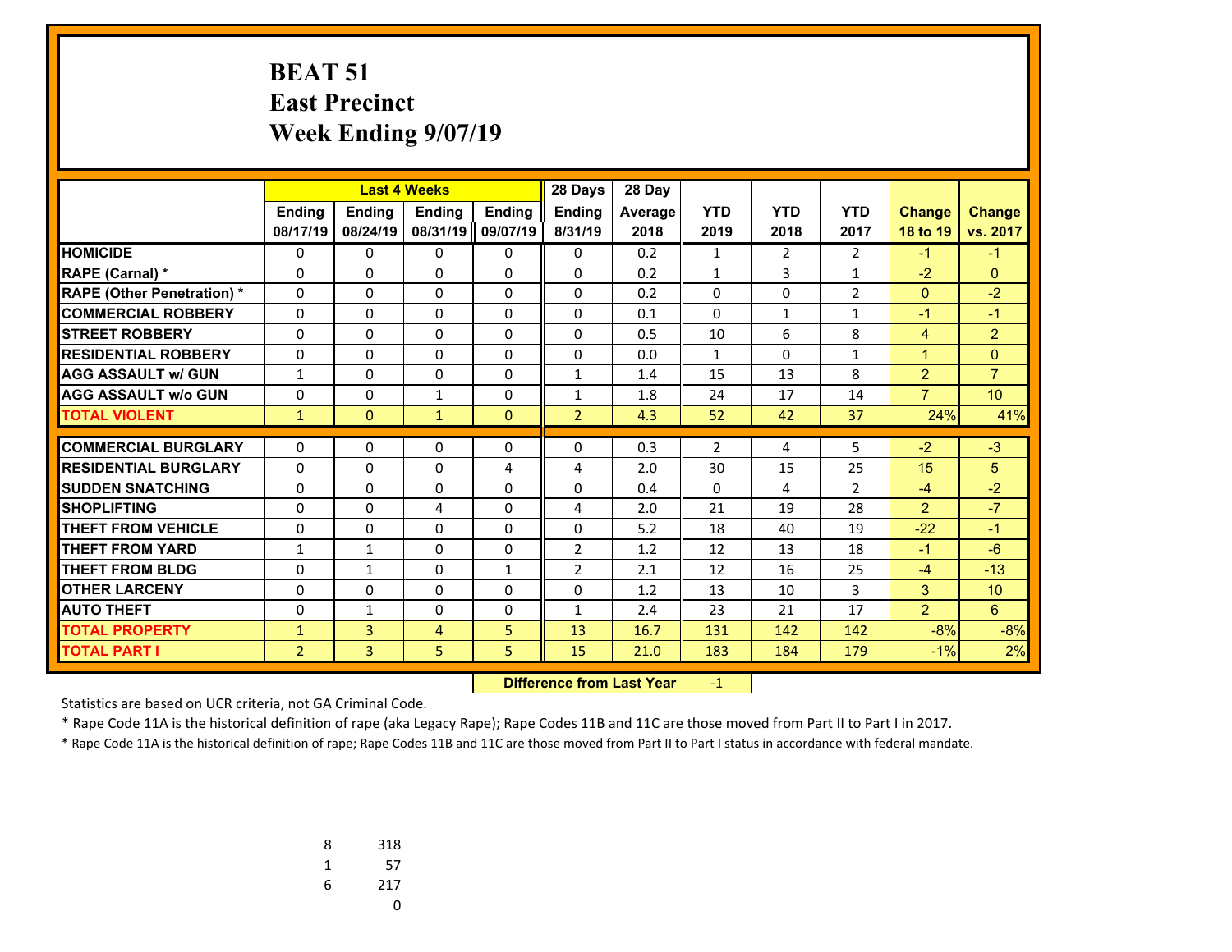# BEAT 51
# East Precinct
# Week Ending 9/07/19

| | Last 4 Weeks | | | | 28 Days | 28 Day | | | | | |
|---|---|---|---|---|---|---|---|---|---|---|---|
| | Ending 08/17/19 | Ending 08/24/19 | Ending 08/31/19 | Ending 09/07/19 | Ending 8/31/19 | Average 2018 | YTD 2019 | YTD 2018 | YTD 2017 | Change 18 to 19 | Change vs. 2017 |
| HOMICIDE | 0 | 0 | 0 | 0 | 0 | 0.2 | 1 | 2 | 2 | -1 | -1 |
| RAPE (Carnal) * | 0 | 0 | 0 | 0 | 0 | 0.2 | 1 | 3 | 1 | -2 | 0 |
| RAPE (Other Penetration) * | 0 | 0 | 0 | 0 | 0 | 0.2 | 0 | 0 | 2 | 0 | -2 |
| COMMERCIAL ROBBERY | 0 | 0 | 0 | 0 | 0 | 0.1 | 0 | 1 | 1 | -1 | -1 |
| STREET ROBBERY | 0 | 0 | 0 | 0 | 0 | 0.5 | 10 | 6 | 8 | 4 | 2 |
| RESIDENTIAL ROBBERY | 0 | 0 | 0 | 0 | 0 | 0.0 | 1 | 0 | 1 | 1 | 0 |
| AGG ASSAULT w/ GUN | 1 | 0 | 0 | 0 | 1 | 1.4 | 15 | 13 | 8 | 2 | 7 |
| AGG ASSAULT w/o GUN | 0 | 0 | 1 | 0 | 1 | 1.8 | 24 | 17 | 14 | 7 | 10 |
| TOTAL VIOLENT | 1 | 0 | 1 | 0 | 2 | 4.3 | 52 | 42 | 37 | 24% | 41% |
| COMMERCIAL BURGLARY | 0 | 0 | 0 | 0 | 0 | 0.3 | 2 | 4 | 5 | -2 | -3 |
| RESIDENTIAL BURGLARY | 0 | 0 | 0 | 4 | 4 | 2.0 | 30 | 15 | 25 | 15 | 5 |
| SUDDEN SNATCHING | 0 | 0 | 0 | 0 | 0 | 0.4 | 0 | 4 | 2 | -4 | -2 |
| SHOPLIFTING | 0 | 0 | 4 | 0 | 4 | 2.0 | 21 | 19 | 28 | 2 | -7 |
| THEFT FROM VEHICLE | 0 | 0 | 0 | 0 | 0 | 5.2 | 18 | 40 | 19 | -22 | -1 |
| THEFT FROM YARD | 1 | 1 | 0 | 0 | 2 | 1.2 | 12 | 13 | 18 | -1 | -6 |
| THEFT FROM BLDG | 0 | 1 | 0 | 1 | 2 | 2.1 | 12 | 16 | 25 | -4 | -13 |
| OTHER LARCENY | 0 | 0 | 0 | 0 | 0 | 1.2 | 13 | 10 | 3 | 3 | 10 |
| AUTO THEFT | 0 | 1 | 0 | 0 | 1 | 2.4 | 23 | 21 | 17 | 2 | 6 |
| TOTAL PROPERTY | 1 | 3 | 4 | 5 | 13 | 16.7 | 131 | 142 | 142 | -8% | -8% |
| TOTAL PART I | 2 | 3 | 5 | 5 | 15 | 21.0 | 183 | 184 | 179 | -1% | 2% |

**Difference from Last Year** -1

Statistics are based on UCR criteria, not GA Criminal Code.

* Rape Code 11A is the historical definition of rape (aka Legacy Rape); Rape Codes 11B and 11C are those moved from Part II to Part I in 2017.

* Rape Code 11A is the historical definition of rape; Rape Codes 11B and 11C are those moved from Part II to Part I status in accordance with federal mandate.

| | |
|---|---|
| 8 | 318 |
| 1 | 57 |
| 6 | 217 |
| | 0 |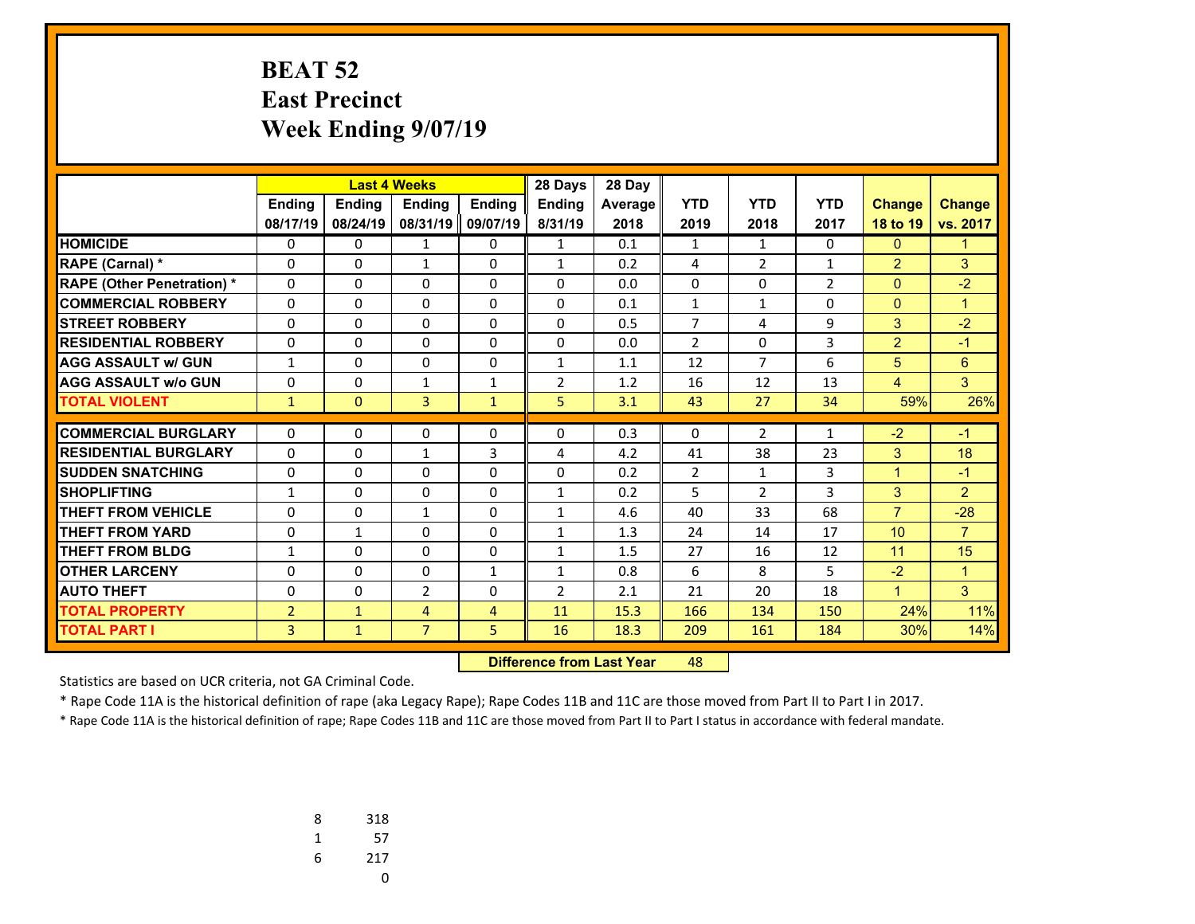# BEAT 52
## East Precinct
## Week Ending 9/07/19

| | Last 4 Weeks | | | | 28 Days | 28 Day | | | | | |
|---|---|---|---|---|---|---|---|---|---|---|---|
| | Ending 08/17/19 | Ending 08/24/19 | Ending 08/31/19 | Ending 09/07/19 | Ending 8/31/19 | Average 2018 | YTD 2019 | YTD 2018 | YTD 2017 | Change 18 to 19 | Change vs. 2017 |
| **HOMICIDE** | 0 | 0 | 1 | 0 | 1 | 0.1 | 1 | 1 | 0 | 0 | 1 |
| **RAPE (Carnal) *** | 0 | 0 | 1 | 0 | 1 | 0.2 | 4 | 2 | 1 | 2 | 3 |
| **RAPE (Other Penetration) *** | 0 | 0 | 0 | 0 | 0 | 0.0 | 0 | 0 | 2 | 0 | -2 |
| **COMMERCIAL ROBBERY** | 0 | 0 | 0 | 0 | 0 | 0.1 | 1 | 1 | 0 | 0 | 1 |
| **STREET ROBBERY** | 0 | 0 | 0 | 0 | 0 | 0.5 | 7 | 4 | 9 | 3 | -2 |
| **RESIDENTIAL ROBBERY** | 0 | 0 | 0 | 0 | 0 | 0.0 | 2 | 0 | 3 | 2 | -1 |
| **AGG ASSAULT w/ GUN** | 1 | 0 | 0 | 0 | 1 | 1.1 | 12 | 7 | 6 | 5 | 6 |
| **AGG ASSAULT w/o GUN** | 0 | 0 | 1 | 1 | 2 | 1.2 | 16 | 12 | 13 | 4 | 3 |
| **TOTAL VIOLENT** | 1 | 0 | 3 | 1 | 5 | 3.1 | 43 | 27 | 34 | 59% | 26% |
| **COMMERCIAL BURGLARY** | 0 | 0 | 0 | 0 | 0 | 0.3 | 0 | 2 | 1 | -2 | -1 |
| **RESIDENTIAL BURGLARY** | 0 | 0 | 1 | 3 | 4 | 4.2 | 41 | 38 | 23 | 3 | 18 |
| **SUDDEN SNATCHING** | 0 | 0 | 0 | 0 | 0 | 0.2 | 2 | 1 | 3 | 1 | -1 |
| **SHOPLIFTING** | 1 | 0 | 0 | 0 | 1 | 0.2 | 5 | 2 | 3 | 3 | 2 |
| **THEFT FROM VEHICLE** | 0 | 0 | 1 | 0 | 1 | 4.6 | 40 | 33 | 68 | 7 | -28 |
| **THEFT FROM YARD** | 0 | 1 | 0 | 0 | 1 | 1.3 | 24 | 14 | 17 | 10 | 7 |
| **THEFT FROM BLDG** | 1 | 0 | 0 | 0 | 1 | 1.5 | 27 | 16 | 12 | 11 | 15 |
| **OTHER LARCENY** | 0 | 0 | 0 | 1 | 1 | 0.8 | 6 | 8 | 5 | -2 | 1 |
| **AUTO THEFT** | 0 | 0 | 2 | 0 | 2 | 2.1 | 21 | 20 | 18 | 1 | 3 |
| **TOTAL PROPERTY** | 2 | 1 | 4 | 4 | 11 | 15.3 | 166 | 134 | 150 | 24% | 11% |
| **TOTAL PART I** | 3 | 1 | 7 | 5 | 16 | 18.3 | 209 | 161 | 184 | 30% | 14% |

**Difference from Last Year** 48

Statistics are based on UCR criteria, not GA Criminal Code.

* Rape Code 11A is the historical definition of rape (aka Legacy Rape); Rape Codes 11B and 11C are those moved from Part II to Part I in 2017.

* Rape Code 11A is the historical definition of rape; Rape Codes 11B and 11C are those moved from Part II to Part I status in accordance with federal mandate.

| | |
|---|---|
| 8 | 318 |
| 1 | 57 |
| 6 | 217 |
| | 0 |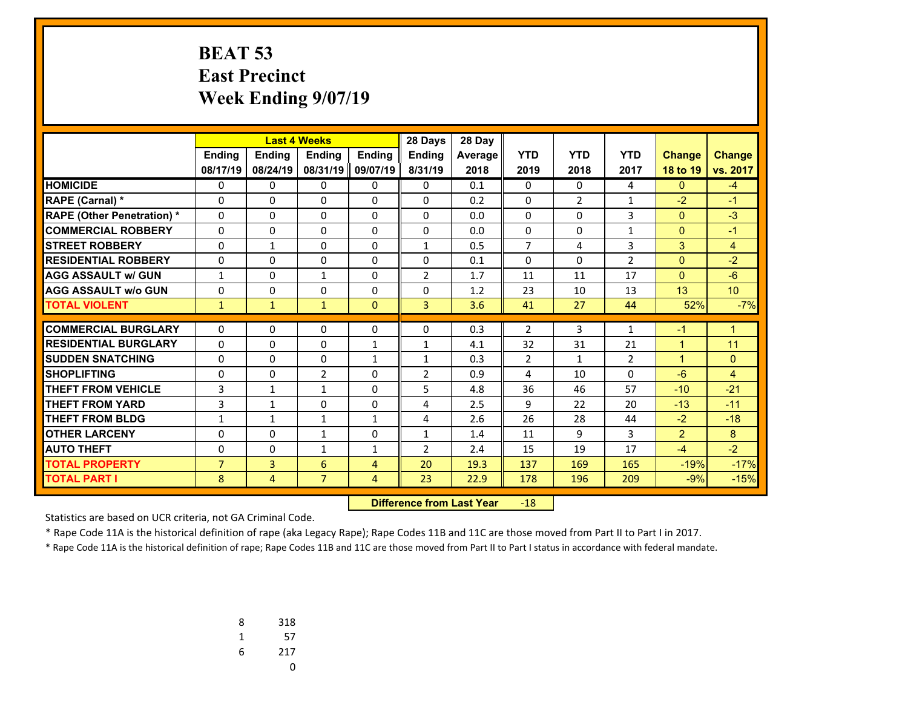# BEAT 53
# East Precinct
# Week Ending 9/07/19

| | Last 4 Weeks | | | | 28 Days | 28 Day | | | | | |
|---|---|---|---|---|---|---|---|---|---|---|---|
| | Ending 08/17/19 | Ending 08/24/19 | Ending 08/31/19 | Ending 09/07/19 | Ending 8/31/19 | Average 2018 | YTD 2019 | YTD 2018 | YTD 2017 | Change 18 to 19 | Change vs. 2017 |
| **HOMICIDE** | 0 | 0 | 0 | 0 | 0 | 0.1 | 0 | 0 | 4 | 0 | -4 |
| **RAPE (Carnal) *** | 0 | 0 | 0 | 0 | 0 | 0.2 | 0 | 2 | 1 | -2 | -1 |
| **RAPE (Other Penetration) *** | 0 | 0 | 0 | 0 | 0 | 0.0 | 0 | 0 | 3 | 0 | -3 |
| **COMMERCIAL ROBBERY** | 0 | 0 | 0 | 0 | 0 | 0.0 | 0 | 0 | 1 | 0 | -1 |
| **STREET ROBBERY** | 0 | 1 | 0 | 0 | 1 | 0.5 | 7 | 4 | 3 | 3 | 4 |
| **RESIDENTIAL ROBBERY** | 0 | 0 | 0 | 0 | 0 | 0.1 | 0 | 0 | 2 | 0 | -2 |
| **AGG ASSAULT w/ GUN** | 1 | 0 | 1 | 0 | 2 | 1.7 | 11 | 11 | 17 | 0 | -6 |
| **AGG ASSAULT w/o GUN** | 0 | 0 | 0 | 0 | 0 | 1.2 | 23 | 10 | 13 | 13 | 10 |
| **TOTAL VIOLENT** | 1 | 1 | 1 | 0 | 3 | 3.6 | 41 | 27 | 44 | 52% | -7% |
| **COMMERCIAL BURGLARY** | 0 | 0 | 0 | 0 | 0 | 0.3 | 2 | 3 | 1 | -1 | 1 |
| **RESIDENTIAL BURGLARY** | 0 | 0 | 0 | 1 | 1 | 4.1 | 32 | 31 | 21 | 1 | 11 |
| **SUDDEN SNATCHING** | 0 | 0 | 0 | 1 | 1 | 0.3 | 2 | 1 | 2 | 1 | 0 |
| **SHOPLIFTING** | 0 | 0 | 2 | 0 | 2 | 0.9 | 4 | 10 | 0 | -6 | 4 |
| **THEFT FROM VEHICLE** | 3 | 1 | 1 | 0 | 5 | 4.8 | 36 | 46 | 57 | -10 | -21 |
| **THEFT FROM YARD** | 3 | 1 | 0 | 0 | 4 | 2.5 | 9 | 22 | 20 | -13 | -11 |
| **THEFT FROM BLDG** | 1 | 1 | 1 | 1 | 4 | 2.6 | 26 | 28 | 44 | -2 | -18 |
| **OTHER LARCENY** | 0 | 0 | 1 | 0 | 1 | 1.4 | 11 | 9 | 3 | 2 | 8 |
| **AUTO THEFT** | 0 | 0 | 1 | 1 | 2 | 2.4 | 15 | 19 | 17 | -4 | -2 |
| **TOTAL PROPERTY** | 7 | 3 | 6 | 4 | 20 | 19.3 | 137 | 169 | 165 | -19% | -17% |
| **TOTAL PART I** | 8 | 4 | 7 | 4 | 23 | 22.9 | 178 | 196 | 209 | -9% | -15% |

**Difference from Last Year** -18

Statistics are based on UCR criteria, not GA Criminal Code.

* Rape Code 11A is the historical definition of rape (aka Legacy Rape); Rape Codes 11B and 11C are those moved from Part II to Part I in 2017.

* Rape Code 11A is the historical definition of rape; Rape Codes 11B and 11C are those moved from Part II to Part I status in accordance with federal mandate.

| | |
|---|---|
| 8 | 318 |
| 1 | 57 |
| 6 | 217 |
| | 0 |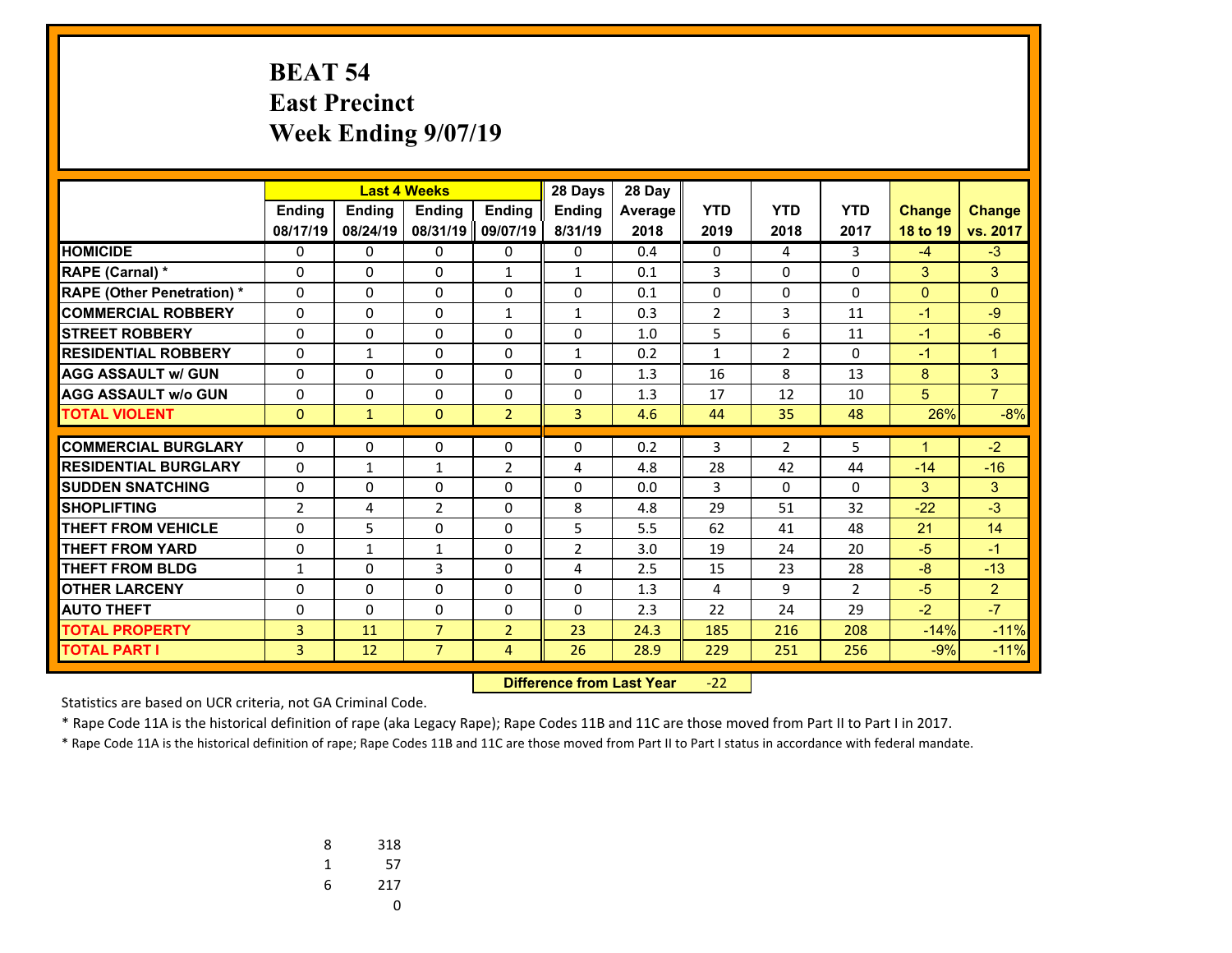# BEAT 54
# East Precinct
# Week Ending 9/07/19

| | Last 4 Weeks | | | | 28 Days | 28 Day | | | | | |
|---|---|---|---|---|---|---|---|---|---|---|---|
| | Ending 08/17/19 | Ending 08/24/19 | Ending 08/31/19 | Ending 09/07/19 | Ending 8/31/19 | Average 2018 | YTD 2019 | YTD 2018 | YTD 2017 | Change 18 to 19 | Change vs. 2017 |
| HOMICIDE | 0 | 0 | 0 | 0 | 0 | 0.4 | 0 | 4 | 3 | -4 | -3 |
| RAPE (Carnal) * | 0 | 0 | 0 | 1 | 1 | 0.1 | 3 | 0 | 0 | 3 | 3 |
| RAPE (Other Penetration) * | 0 | 0 | 0 | 0 | 0 | 0.1 | 0 | 0 | 0 | 0 | 0 |
| COMMERCIAL ROBBERY | 0 | 0 | 0 | 1 | 1 | 0.3 | 2 | 3 | 11 | -1 | -9 |
| STREET ROBBERY | 0 | 0 | 0 | 0 | 0 | 1.0 | 5 | 6 | 11 | -1 | -6 |
| RESIDENTIAL ROBBERY | 0 | 1 | 0 | 0 | 1 | 0.2 | 1 | 2 | 0 | -1 | 1 |
| AGG ASSAULT w/ GUN | 0 | 0 | 0 | 0 | 0 | 1.3 | 16 | 8 | 13 | 8 | 3 |
| AGG ASSAULT w/o GUN | 0 | 0 | 0 | 0 | 0 | 1.3 | 17 | 12 | 10 | 5 | 7 |
| TOTAL VIOLENT | 0 | 1 | 0 | 2 | 3 | 4.6 | 44 | 35 | 48 | 26% | -8% |
| COMMERCIAL BURGLARY | 0 | 0 | 0 | 0 | 0 | 0.2 | 3 | 2 | 5 | 1 | -2 |
| RESIDENTIAL BURGLARY | 0 | 1 | 1 | 2 | 4 | 4.8 | 28 | 42 | 44 | -14 | -16 |
| SUDDEN SNATCHING | 0 | 0 | 0 | 0 | 0 | 0.0 | 3 | 0 | 0 | 3 | 3 |
| SHOPLIFTING | 2 | 4 | 2 | 0 | 8 | 4.8 | 29 | 51 | 32 | -22 | -3 |
| THEFT FROM VEHICLE | 0 | 5 | 0 | 0 | 5 | 5.5 | 62 | 41 | 48 | 21 | 14 |
| THEFT FROM YARD | 0 | 1 | 1 | 0 | 2 | 3.0 | 19 | 24 | 20 | -5 | -1 |
| THEFT FROM BLDG | 1 | 0 | 3 | 0 | 4 | 2.5 | 15 | 23 | 28 | -8 | -13 |
| OTHER LARCENY | 0 | 0 | 0 | 0 | 0 | 1.3 | 4 | 9 | 2 | -5 | 2 |
| AUTO THEFT | 0 | 0 | 0 | 0 | 0 | 2.3 | 22 | 24 | 29 | -2 | -7 |
| TOTAL PROPERTY | 3 | 11 | 7 | 2 | 23 | 24.3 | 185 | 216 | 208 | -14% | -11% |
| TOTAL PART I | 3 | 12 | 7 | 4 | 26 | 28.9 | 229 | 251 | 256 | -9% | -11% |

**Difference from Last Year** -22

Statistics are based on UCR criteria, not GA Criminal Code.

* Rape Code 11A is the historical definition of rape (aka Legacy Rape); Rape Codes 11B and 11C are those moved from Part II to Part I in 2017.

* Rape Code 11A is the historical definition of rape; Rape Codes 11B and 11C are those moved from Part II to Part I status in accordance with federal mandate.

| | |
|---|---|
| 8 | 318 |
| 1 | 57 |
| 6 | 217 |
| | 0 |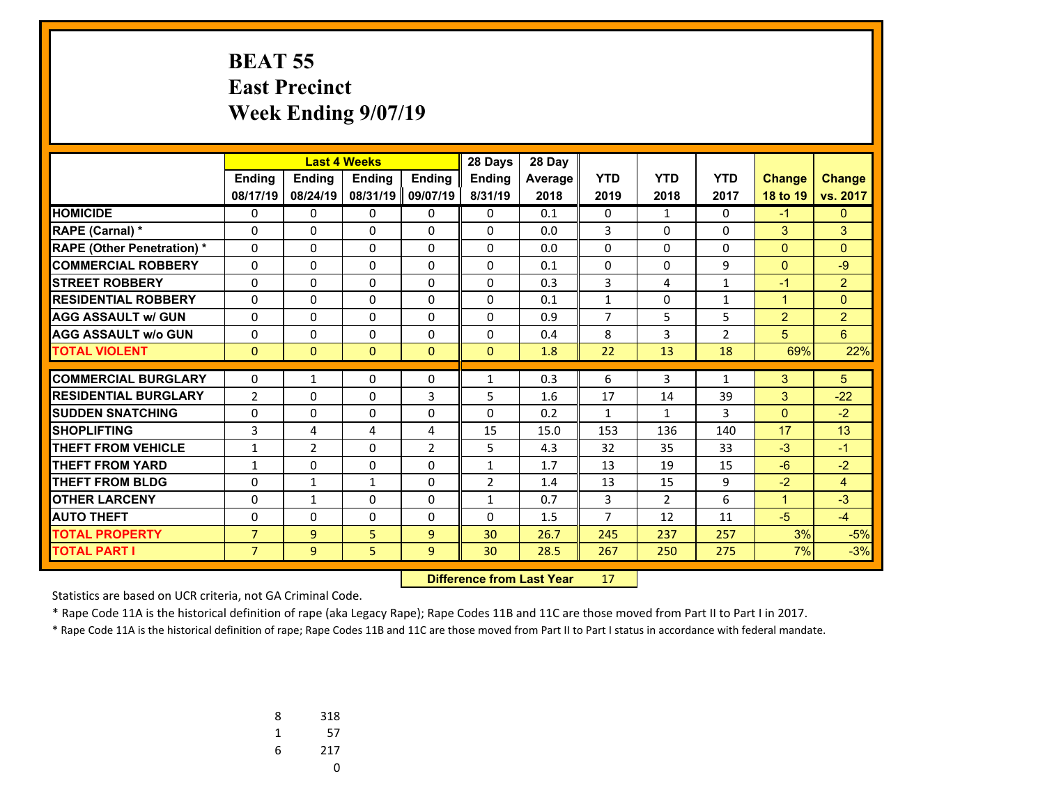# BEAT 55
# East Precinct
# Week Ending 9/07/19

| | Last 4 Weeks | | | | 28 Days | 28 Day | | | | | |
|---|---|---|---|---|---|---|---|---|---|---|---|
| | Ending 08/17/19 | Ending 08/24/19 | Ending 08/31/19 | Ending 09/07/19 | Ending 8/31/19 | Average 2018 | YTD 2019 | YTD 2018 | YTD 2017 | Change 18 to 19 | Change vs. 2017 |
| **HOMICIDE** | 0 | 0 | 0 | 0 | 0 | 0.1 | 0 | 1 | 0 | -1 | 0 |
| **RAPE (Carnal) *** | 0 | 0 | 0 | 0 | 0 | 0.0 | 3 | 0 | 0 | 3 | 3 |
| **RAPE (Other Penetration) *** | 0 | 0 | 0 | 0 | 0 | 0.0 | 0 | 0 | 0 | 0 | 0 |
| **COMMERCIAL ROBBERY** | 0 | 0 | 0 | 0 | 0 | 0.1 | 0 | 0 | 9 | 0 | -9 |
| **STREET ROBBERY** | 0 | 0 | 0 | 0 | 0 | 0.3 | 3 | 4 | 1 | -1 | 2 |
| **RESIDENTIAL ROBBERY** | 0 | 0 | 0 | 0 | 0 | 0.1 | 1 | 0 | 1 | 1 | 0 |
| **AGG ASSAULT w/ GUN** | 0 | 0 | 0 | 0 | 0 | 0.9 | 7 | 5 | 5 | 2 | 2 |
| **AGG ASSAULT w/o GUN** | 0 | 0 | 0 | 0 | 0 | 0.4 | 8 | 3 | 2 | 5 | 6 |
| **TOTAL VIOLENT** | 0 | 0 | 0 | 0 | 0 | 1.8 | 22 | 13 | 18 | 69% | 22% |
| **COMMERCIAL BURGLARY** | 0 | 1 | 0 | 0 | 1 | 0.3 | 6 | 3 | 1 | 3 | 5 |
| **RESIDENTIAL BURGLARY** | 2 | 0 | 0 | 3 | 5 | 1.6 | 17 | 14 | 39 | 3 | -22 |
| **SUDDEN SNATCHING** | 0 | 0 | 0 | 0 | 0 | 0.2 | 1 | 1 | 3 | 0 | -2 |
| **SHOPLIFTING** | 3 | 4 | 4 | 4 | 15 | 15.0 | 153 | 136 | 140 | 17 | 13 |
| **THEFT FROM VEHICLE** | 1 | 2 | 0 | 2 | 5 | 4.3 | 32 | 35 | 33 | -3 | -1 |
| **THEFT FROM YARD** | 1 | 0 | 0 | 0 | 1 | 1.7 | 13 | 19 | 15 | -6 | -2 |
| **THEFT FROM BLDG** | 0 | 1 | 1 | 0 | 2 | 1.4 | 13 | 15 | 9 | -2 | 4 |
| **OTHER LARCENY** | 0 | 1 | 0 | 0 | 1 | 0.7 | 3 | 2 | 6 | 1 | -3 |
| **AUTO THEFT** | 0 | 0 | 0 | 0 | 0 | 1.5 | 7 | 12 | 11 | -5 | -4 |
| **TOTAL PROPERTY** | 7 | 9 | 5 | 9 | 30 | 26.7 | 245 | 237 | 257 | 3% | -5% |
| **TOTAL PART I** | 7 | 9 | 5 | 9 | 30 | 28.5 | 267 | 250 | 275 | 7% | -3% |

**Difference from Last Year** 17

Statistics are based on UCR criteria, not GA Criminal Code.

* Rape Code 11A is the historical definition of rape (aka Legacy Rape); Rape Codes 11B and 11C are those moved from Part II to Part I in 2017.

* Rape Code 11A is the historical definition of rape; Rape Codes 11B and 11C are those moved from Part II to Part I status in accordance with federal mandate.

| | |
|---|---|
| 8 | 318 |
| 1 | 57 |
| 6 | 217 |
| | 0 |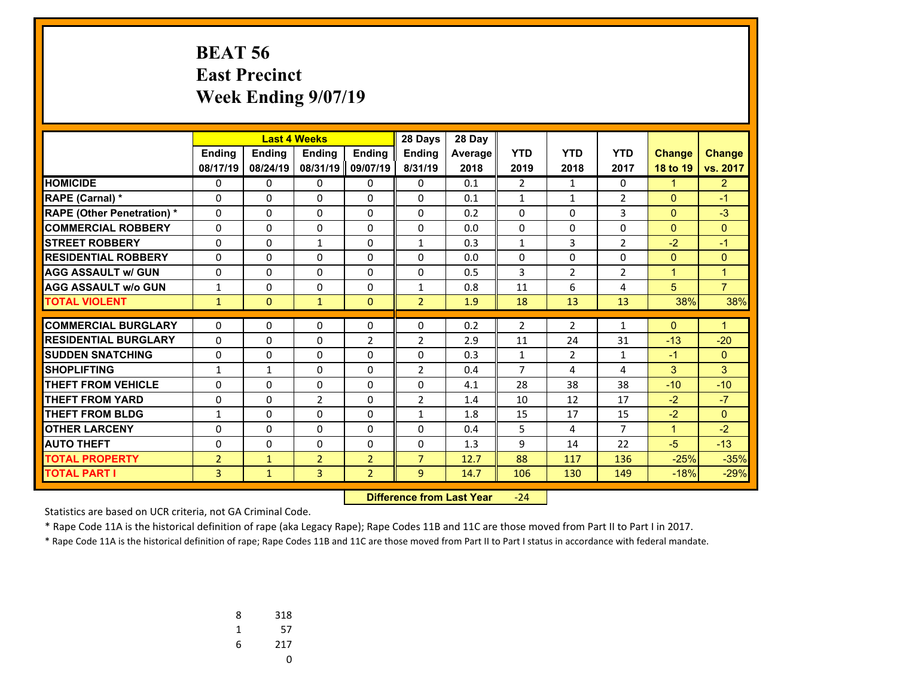# BEAT 56
## East Precinct
## Week Ending 9/07/19

| | Last 4 Weeks | | | | 28 Days | 28 Day | | | | | |
|---|---|---|---|---|---|---|---|---|---|---|---|
| | Ending 08/17/19 | Ending 08/24/19 | Ending 08/31/19 | Ending 09/07/19 | Ending 8/31/19 | Average 2018 | YTD 2019 | YTD 2018 | YTD 2017 | Change 18 to 19 | Change vs. 2017 |
| HOMICIDE | 0 | 0 | 0 | 0 | 0 | 0.1 | 2 | 1 | 0 | 1 | 2 |
| RAPE (Carnal) * | 0 | 0 | 0 | 0 | 0 | 0.1 | 1 | 1 | 2 | 0 | -1 |
| RAPE (Other Penetration) * | 0 | 0 | 0 | 0 | 0 | 0.2 | 0 | 0 | 3 | 0 | -3 |
| COMMERCIAL ROBBERY | 0 | 0 | 0 | 0 | 0 | 0.0 | 0 | 0 | 0 | 0 | 0 |
| STREET ROBBERY | 0 | 0 | 1 | 0 | 1 | 0.3 | 1 | 3 | 2 | -2 | -1 |
| RESIDENTIAL ROBBERY | 0 | 0 | 0 | 0 | 0 | 0.0 | 0 | 0 | 0 | 0 | 0 |
| AGG ASSAULT w/ GUN | 0 | 0 | 0 | 0 | 0 | 0.5 | 3 | 2 | 2 | 1 | 1 |
| AGG ASSAULT w/o GUN | 1 | 0 | 0 | 0 | 1 | 0.8 | 11 | 6 | 4 | 5 | 7 |
| TOTAL VIOLENT | 1 | 0 | 1 | 0 | 2 | 1.9 | 18 | 13 | 13 | 38% | 38% |
| COMMERCIAL BURGLARY | 0 | 0 | 0 | 0 | 0 | 0.2 | 2 | 2 | 1 | 0 | 1 |
| RESIDENTIAL BURGLARY | 0 | 0 | 0 | 2 | 2 | 2.9 | 11 | 24 | 31 | -13 | -20 |
| SUDDEN SNATCHING | 0 | 0 | 0 | 0 | 0 | 0.3 | 1 | 2 | 1 | -1 | 0 |
| SHOPLIFTING | 1 | 1 | 0 | 0 | 2 | 0.4 | 7 | 4 | 4 | 3 | 3 |
| THEFT FROM VEHICLE | 0 | 0 | 0 | 0 | 0 | 4.1 | 28 | 38 | 38 | -10 | -10 |
| THEFT FROM YARD | 0 | 0 | 2 | 0 | 2 | 1.4 | 10 | 12 | 17 | -2 | -7 |
| THEFT FROM BLDG | 1 | 0 | 0 | 0 | 1 | 1.8 | 15 | 17 | 15 | -2 | 0 |
| OTHER LARCENY | 0 | 0 | 0 | 0 | 0 | 0.4 | 5 | 4 | 7 | 1 | -2 |
| AUTO THEFT | 0 | 0 | 0 | 0 | 0 | 1.3 | 9 | 14 | 22 | -5 | -13 |
| TOTAL PROPERTY | 2 | 1 | 2 | 2 | 7 | 12.7 | 88 | 117 | 136 | -25% | -35% |
| TOTAL PART I | 3 | 1 | 3 | 2 | 9 | 14.7 | 106 | 130 | 149 | -18% | -29% |

**Difference from Last Year** -24

Statistics are based on UCR criteria, not GA Criminal Code.

* Rape Code 11A is the historical definition of rape (aka Legacy Rape); Rape Codes 11B and 11C are those moved from Part II to Part I in 2017.

* Rape Code 11A is the historical definition of rape; Rape Codes 11B and 11C are those moved from Part II to Part I status in accordance with federal mandate.

| | |
|---|---|
| 8 | 318 |
| 1 | 57 |
| 6 | 217 |
| | 0 |